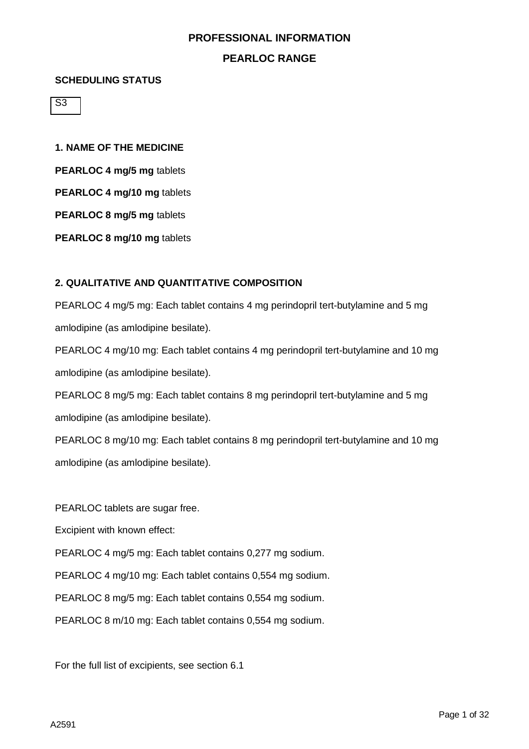# PROFESSIONAL INFORMATION

## PEARLOC RANGE

**SCHEDULING STATUS**

S3

**1. NAME OF THE MEDICINE**

**PEARLOC 4 mg/5 mg** tablets

**PEARLOC 4 mg/10 mg** tablets

**PEARLOC 8 mg/5 mg** tablets

**PEARLOC 8 mg/10 mg** tablets

**2. QUALITATIVE AND QUANTITATIVE COMPOSITION**

PEARLOC 4 mg/5 mg: Each tablet contains 4 mg perindopril tert-butylamine and 5 mg amlodipine (as amlodipine besilate).

PEARLOC 4 mg/10 mg: Each tablet contains 4 mg perindopril tert-butylamine and 10 mg amlodipine (as amlodipine besilate).

PEARLOC 8 mg/5 mg: Each tablet contains 8 mg perindopril tert-butylamine and 5 mg amlodipine (as amlodipine besilate).

PEARLOC 8 mg/10 mg: Each tablet contains 8 mg perindopril tert-butylamine and 10 mg amlodipine (as amlodipine besilate).

PEARLOC tablets are sugar free.

Excipient with known effect:

PEARLOC 4 mg/5 mg: Each tablet contains 0,277 mg sodium.

PEARLOC 4 mg/10 mg: Each tablet contains 0,554 mg sodium.

PEARLOC 8 mg/5 mg: Each tablet contains 0,554 mg sodium.

PEARLOC 8 m/10 mg: Each tablet contains 0,554 mg sodium.

For the full list of excipients, see section 6.1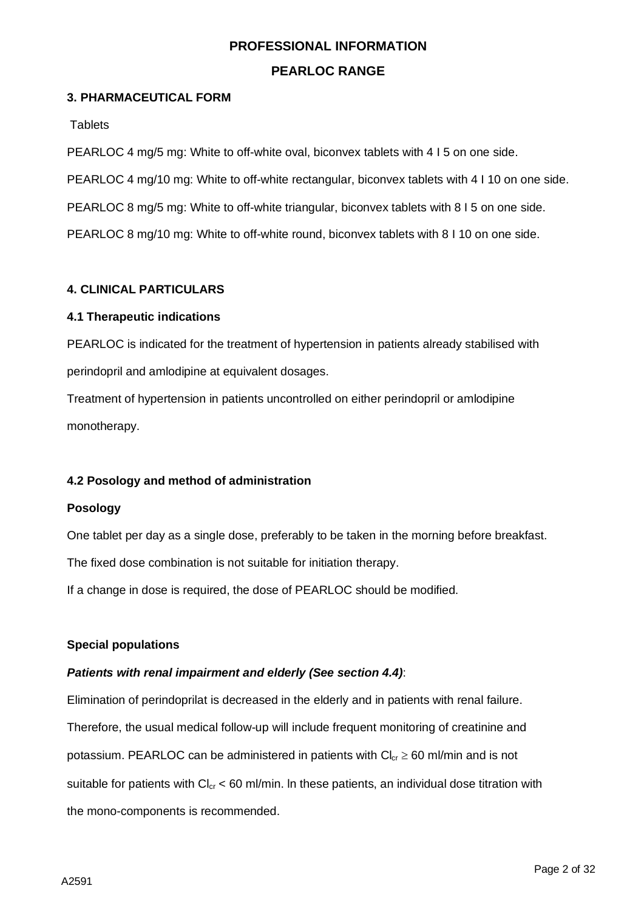**PROFESSIONAL INFORMATION**

**PEARLOC RANGE**

### 3. PHARMACEUTICAL FORM

Tablets

PEARLOC 4 mg/5 mg: White to off-white oval, biconvex tablets with 4 I 5 on one side.

PEARLOC 4 mg/10 mg: White to off-white rectangular, biconvex tablets with 4 I 10 on one side.

PEARLOC 8 mg/5 mg: White to off-white triangular, biconvex tablets with 8 I 5 on one side.

PEARLOC 8 mg/10 mg: White to off-white round, biconvex tablets with 8 I 10 on one side.

### 4. CLINICAL PARTICULARS

#### 4.1 Therapeutic indications

PEARLOC is indicated for the treatment of hypertension in patients already stabilised with perindopril and amlodipine at equivalent dosages.

Treatment of hypertension in patients uncontrolled on either perindopril or amlodipine monotherapy.

#### 4.2 Posology and method of administration

**Posology**

One tablet per day as a single dose, preferably to be taken in the morning before breakfast.

The fixed dose combination is not suitable for initiation therapy.

If a change in dose is required, the dose of PEARLOC should be modified.

**Special populations**

***Patients with renal impairment and elderly (See section 4.4)***:

Elimination of perindoprilat is decreased in the elderly and in patients with renal failure. Therefore, the usual medical follow-up will include frequent monitoring of creatinine and potassium. PEARLOC can be administered in patients with $Cl_{cr} \geq 60$ ml/min and is not suitable for patients with $Cl_{cr} < 60$ ml/min. In these patients, an individual dose titration with the mono-components is recommended.

A2591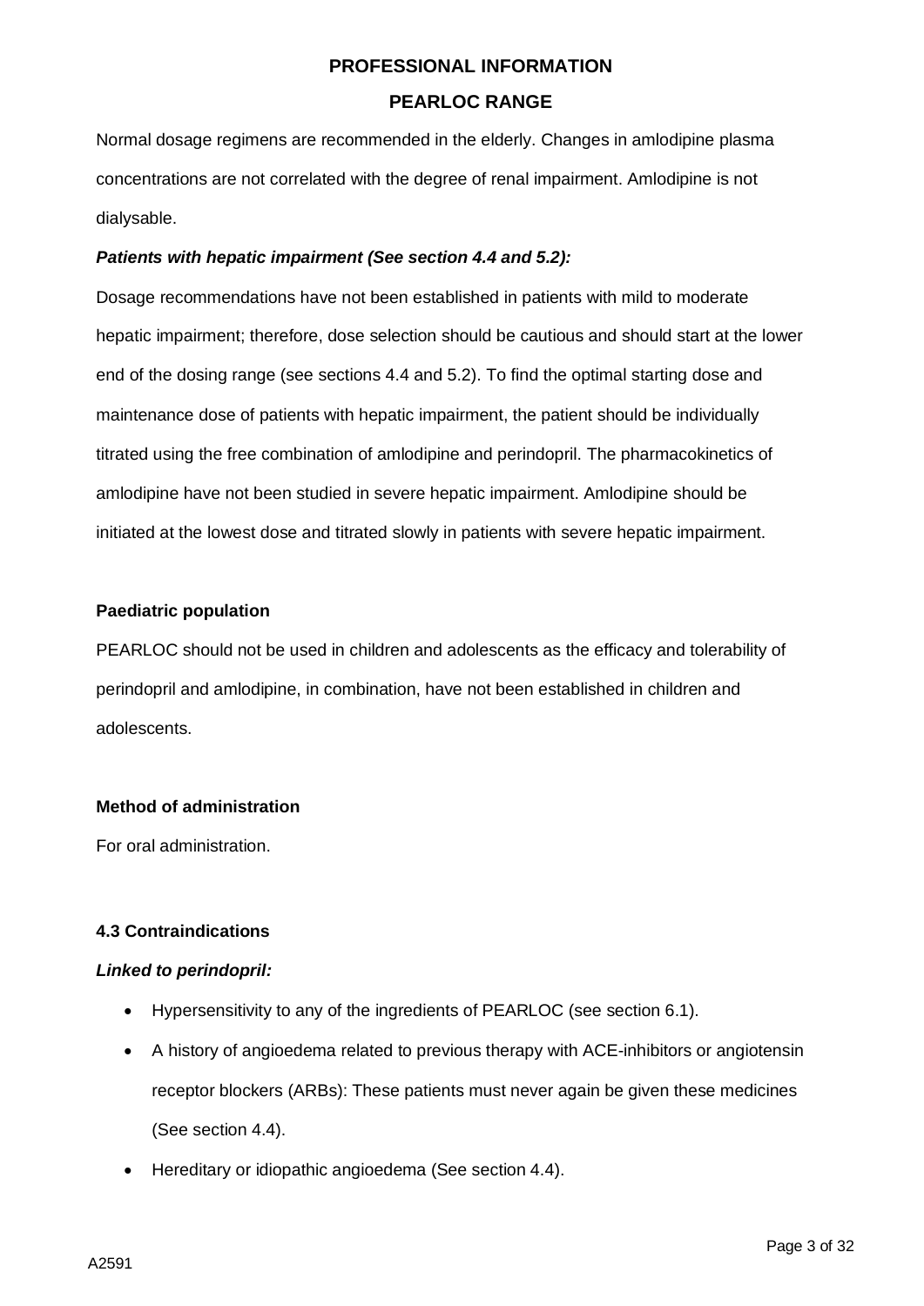Normal dosage regimens are recommended in the elderly. Changes in amlodipine plasma concentrations are not correlated with the degree of renal impairment. Amlodipine is not dialysable.

***Patients with hepatic impairment (See section 4.4 and 5.2):***

Dosage recommendations have not been established in patients with mild to moderate hepatic impairment; therefore, dose selection should be cautious and should start at the lower end of the dosing range (see sections 4.4 and 5.2). To find the optimal starting dose and maintenance dose of patients with hepatic impairment, the patient should be individually titrated using the free combination of amlodipine and perindopril. The pharmacokinetics of amlodipine have not been studied in severe hepatic impairment. Amlodipine should be initiated at the lowest dose and titrated slowly in patients with severe hepatic impairment.

**Paediatric population**

PEARLOC should not be used in children and adolescents as the efficacy and tolerability of perindopril and amlodipine, in combination, have not been established in children and adolescents.

**Method of administration**

For oral administration.

**4.3 Contraindications**

***Linked to perindopril:***

- Hypersensitivity to any of the ingredients of PEARLOC (see section 6.1).
- A history of angioedema related to previous therapy with ACE-inhibitors or angiotensin receptor blockers (ARBs): These patients must never again be given these medicines (See section 4.4).
- Hereditary or idiopathic angioedema (See section 4.4).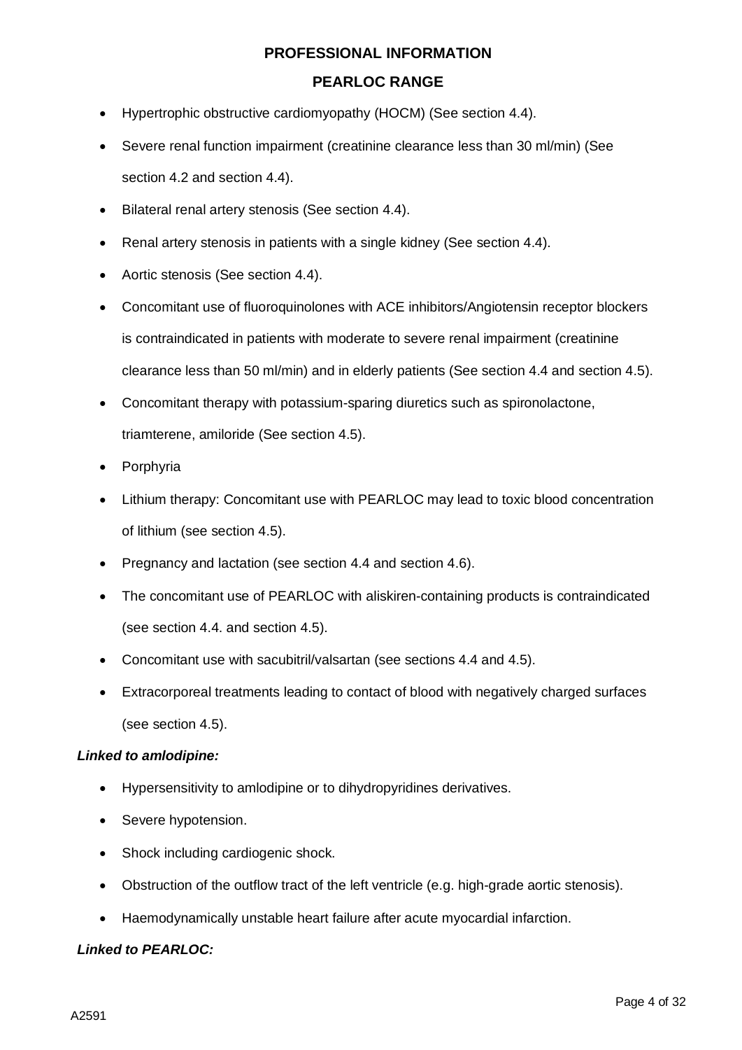- Hypertrophic obstructive cardiomyopathy (HOCM) (See section 4.4).
- Severe renal function impairment (creatinine clearance less than 30 ml/min) (See section 4.2 and section 4.4).
- Bilateral renal artery stenosis (See section 4.4).
- Renal artery stenosis in patients with a single kidney (See section 4.4).
- Aortic stenosis (See section 4.4).
- Concomitant use of fluoroquinolones with ACE inhibitors/Angiotensin receptor blockers is contraindicated in patients with moderate to severe renal impairment (creatinine clearance less than 50 ml/min) and in elderly patients (See section 4.4 and section 4.5).
- Concomitant therapy with potassium-sparing diuretics such as spironolactone, triamterene, amiloride (See section 4.5).
- Porphyria
- Lithium therapy: Concomitant use with PEARLOC may lead to toxic blood concentration of lithium (see section 4.5).
- Pregnancy and lactation (see section 4.4 and section 4.6).
- The concomitant use of PEARLOC with aliskiren-containing products is contraindicated (see section 4.4. and section 4.5).
- Concomitant use with sacubitril/valsartan (see sections 4.4 and 4.5).
- Extracorporeal treatments leading to contact of blood with negatively charged surfaces (see section 4.5).

***Linked to amlodipine:***

- Hypersensitivity to amlodipine or to dihydropyridines derivatives.
- Severe hypotension.
- Shock including cardiogenic shock.
- Obstruction of the outflow tract of the left ventricle (e.g. high-grade aortic stenosis).
- Haemodynamically unstable heart failure after acute myocardial infarction.

***Linked to PEARLOC:***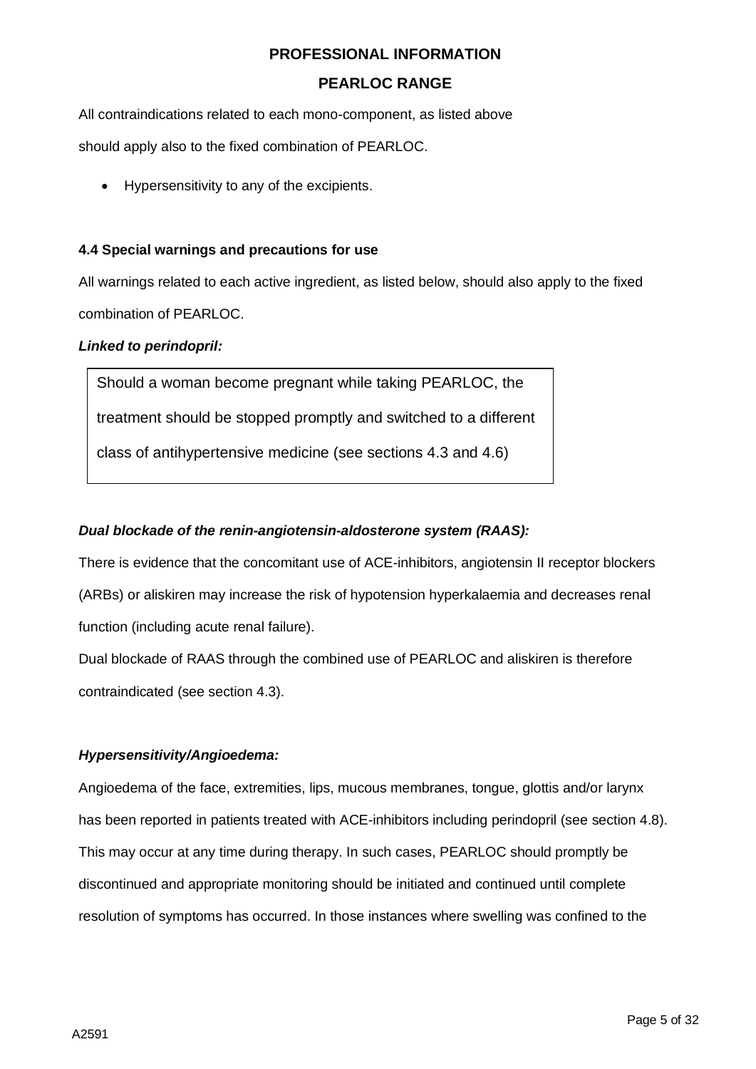All contraindications related to each mono-component, as listed above should apply also to the fixed combination of PEARLOC.

- Hypersensitivity to any of the excipients.

### 4.4 Special warnings and precautions for use

All warnings related to each active ingredient, as listed below, should also apply to the fixed combination of PEARLOC.

***Linked to perindopril:***

> Should a woman become pregnant while taking PEARLOC, the treatment should be stopped promptly and switched to a different class of antihypertensive medicine (see sections 4.3 and 4.6)

***Dual blockade of the renin-angiotensin-aldosterone system (RAAS):***

There is evidence that the concomitant use of ACE-inhibitors, angiotensin II receptor blockers (ARBs) or aliskiren may increase the risk of hypotension hyperkalaemia and decreases renal function (including acute renal failure).

Dual blockade of RAAS through the combined use of PEARLOC and aliskiren is therefore contraindicated (see section 4.3).

***Hypersensitivity/Angioedema:***

Angioedema of the face, extremities, lips, mucous membranes, tongue, glottis and/or larynx has been reported in patients treated with ACE-inhibitors including perindopril (see section 4.8). This may occur at any time during therapy. In such cases, PEARLOC should promptly be discontinued and appropriate monitoring should be initiated and continued until complete resolution of symptoms has occurred. In those instances where swelling was confined to the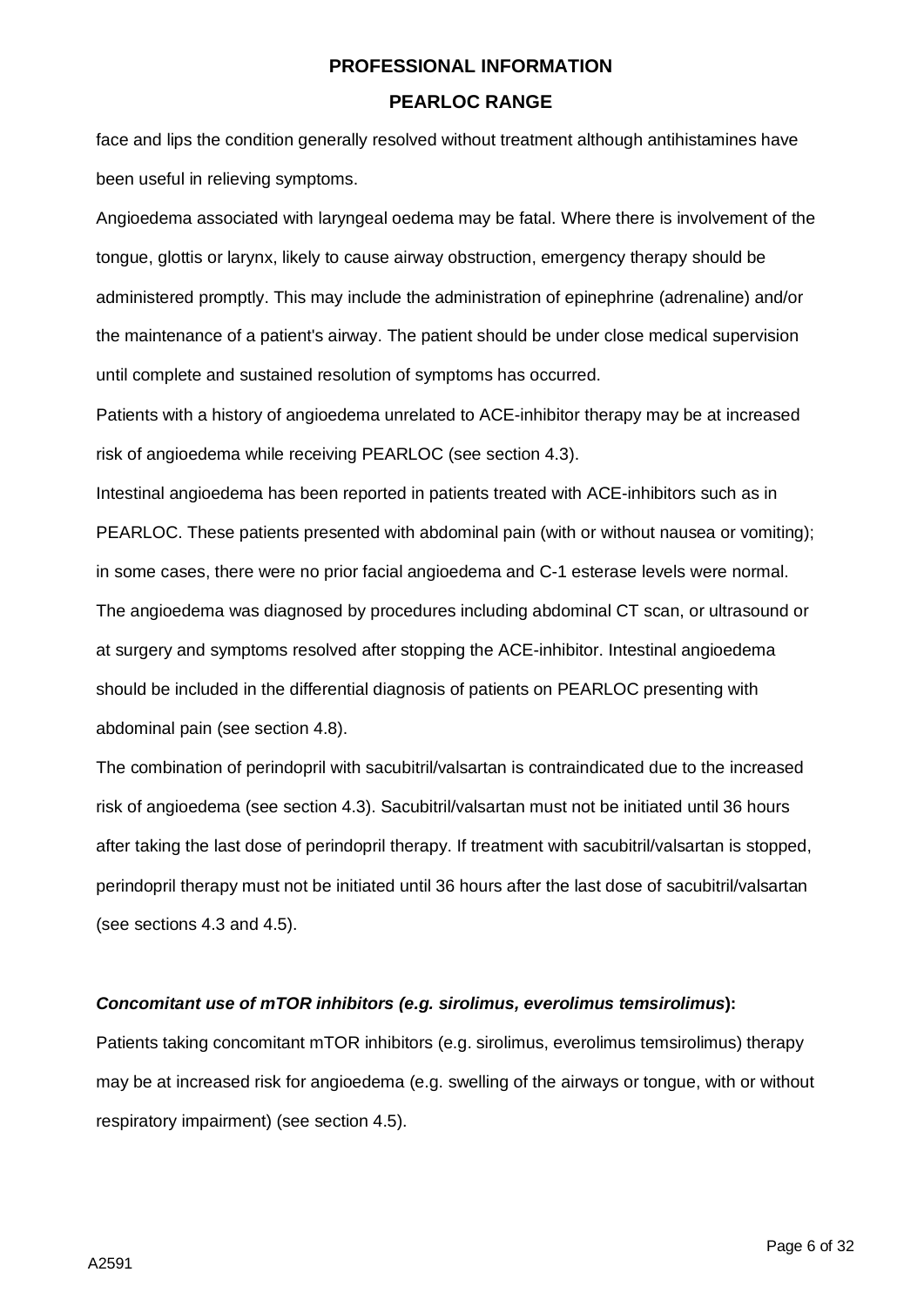face and lips the condition generally resolved without treatment although antihistamines have been useful in relieving symptoms.

Angioedema associated with laryngeal oedema may be fatal. Where there is involvement of the tongue, glottis or larynx, likely to cause airway obstruction, emergency therapy should be administered promptly. This may include the administration of epinephrine (adrenaline) and/or the maintenance of a patient's airway. The patient should be under close medical supervision until complete and sustained resolution of symptoms has occurred.

Patients with a history of angioedema unrelated to ACE-inhibitor therapy may be at increased risk of angioedema while receiving PEARLOC (see section 4.3).

Intestinal angioedema has been reported in patients treated with ACE-inhibitors such as in PEARLOC. These patients presented with abdominal pain (with or without nausea or vomiting); in some cases, there were no prior facial angioedema and C-1 esterase levels were normal. The angioedema was diagnosed by procedures including abdominal CT scan, or ultrasound or at surgery and symptoms resolved after stopping the ACE-inhibitor. Intestinal angioedema should be included in the differential diagnosis of patients on PEARLOC presenting with abdominal pain (see section 4.8).

The combination of perindopril with sacubitril/valsartan is contraindicated due to the increased risk of angioedema (see section 4.3). Sacubitril/valsartan must not be initiated until 36 hours after taking the last dose of perindopril therapy. If treatment with sacubitril/valsartan is stopped, perindopril therapy must not be initiated until 36 hours after the last dose of sacubitril/valsartan (see sections 4.3 and 4.5).

***Concomitant use of mTOR inhibitors (e.g. sirolimus, everolimus temsirolimus*):**

Patients taking concomitant mTOR inhibitors (e.g. sirolimus, everolimus temsirolimus) therapy may be at increased risk for angioedema (e.g. swelling of the airways or tongue, with or without respiratory impairment) (see section 4.5).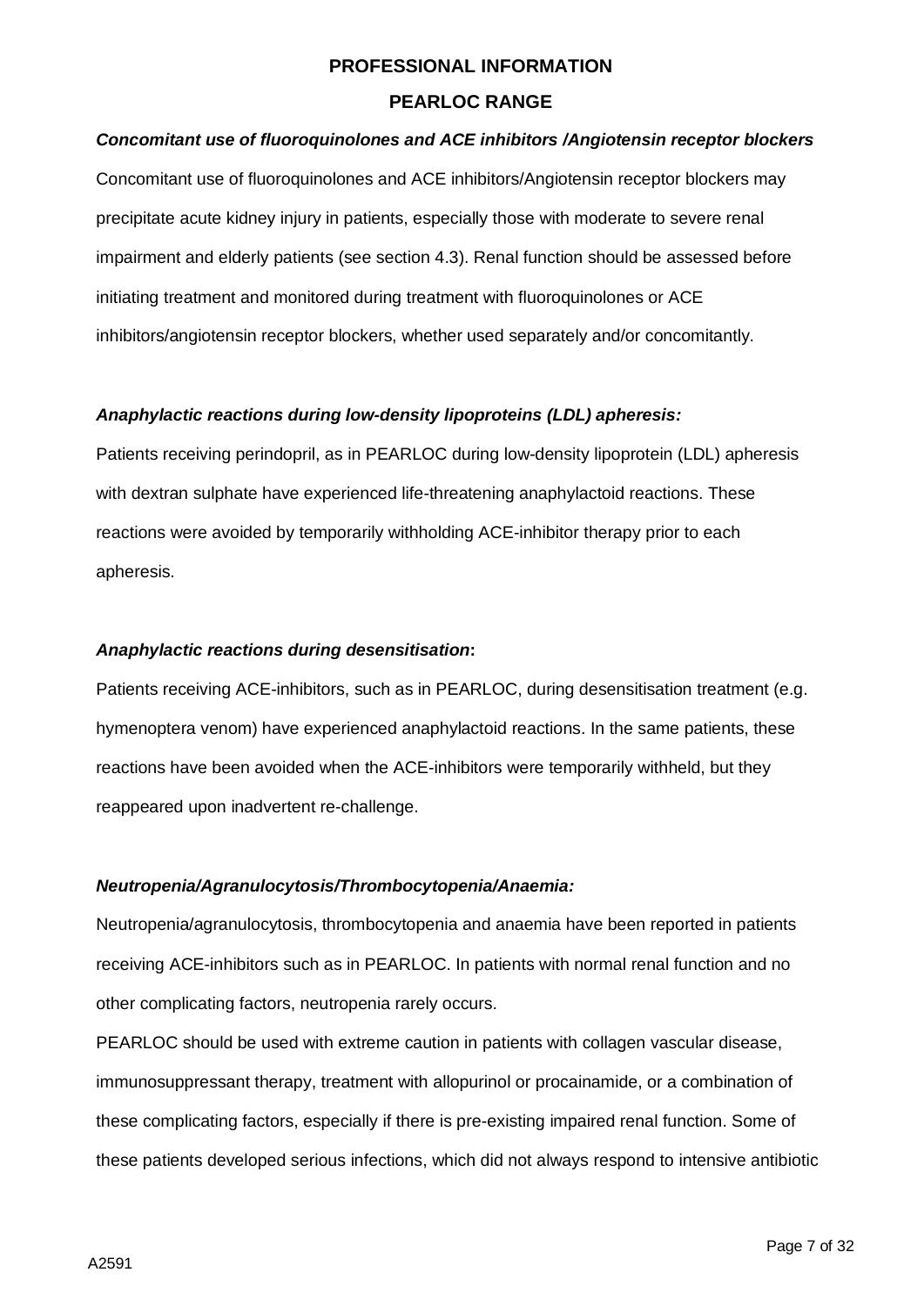***Concomitant use of fluoroquinolones and ACE inhibitors /Angiotensin receptor blockers***

Concomitant use of fluoroquinolones and ACE inhibitors/Angiotensin receptor blockers may precipitate acute kidney injury in patients, especially those with moderate to severe renal impairment and elderly patients (see section 4.3). Renal function should be assessed before initiating treatment and monitored during treatment with fluoroquinolones or ACE inhibitors/angiotensin receptor blockers, whether used separately and/or concomitantly.

***Anaphylactic reactions during low-density lipoproteins (LDL) apheresis:***

Patients receiving perindopril, as in PEARLOC during low-density lipoprotein (LDL) apheresis with dextran sulphate have experienced life-threatening anaphylactoid reactions. These reactions were avoided by temporarily withholding ACE-inhibitor therapy prior to each apheresis.

***Anaphylactic reactions during desensitisation*:**

Patients receiving ACE-inhibitors, such as in PEARLOC, during desensitisation treatment (e.g. hymenoptera venom) have experienced anaphylactoid reactions. In the same patients, these reactions have been avoided when the ACE-inhibitors were temporarily withheld, but they reappeared upon inadvertent re-challenge.

***Neutropenia/Agranulocytosis/Thrombocytopenia/Anaemia:***

Neutropenia/agranulocytosis, thrombocytopenia and anaemia have been reported in patients receiving ACE-inhibitors such as in PEARLOC. In patients with normal renal function and no other complicating factors, neutropenia rarely occurs.

PEARLOC should be used with extreme caution in patients with collagen vascular disease, immunosuppressant therapy, treatment with allopurinol or procainamide, or a combination of these complicating factors, especially if there is pre-existing impaired renal function. Some of these patients developed serious infections, which did not always respond to intensive antibiotic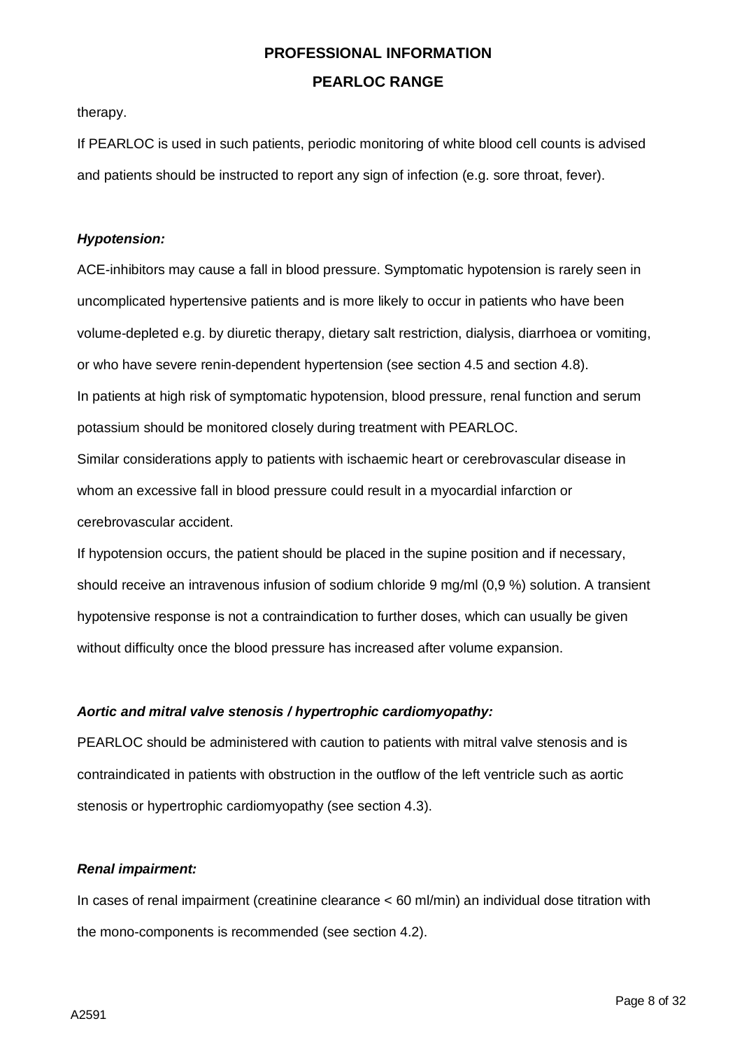therapy.

If PEARLOC is used in such patients, periodic monitoring of white blood cell counts is advised and patients should be instructed to report any sign of infection (e.g. sore throat, fever).

***Hypotension:***

ACE-inhibitors may cause a fall in blood pressure. Symptomatic hypotension is rarely seen in uncomplicated hypertensive patients and is more likely to occur in patients who have been volume-depleted e.g. by diuretic therapy, dietary salt restriction, dialysis, diarrhoea or vomiting, or who have severe renin-dependent hypertension (see section 4.5 and section 4.8).

In patients at high risk of symptomatic hypotension, blood pressure, renal function and serum potassium should be monitored closely during treatment with PEARLOC.

Similar considerations apply to patients with ischaemic heart or cerebrovascular disease in whom an excessive fall in blood pressure could result in a myocardial infarction or cerebrovascular accident.

If hypotension occurs, the patient should be placed in the supine position and if necessary, should receive an intravenous infusion of sodium chloride 9 mg/ml (0,9 %) solution. A transient hypotensive response is not a contraindication to further doses, which can usually be given without difficulty once the blood pressure has increased after volume expansion.

***Aortic and mitral valve stenosis / hypertrophic cardiomyopathy:***

PEARLOC should be administered with caution to patients with mitral valve stenosis and is contraindicated in patients with obstruction in the outflow of the left ventricle such as aortic stenosis or hypertrophic cardiomyopathy (see section 4.3).

***Renal impairment:***

In cases of renal impairment (creatinine clearance < 60 ml/min) an individual dose titration with the mono-components is recommended (see section 4.2).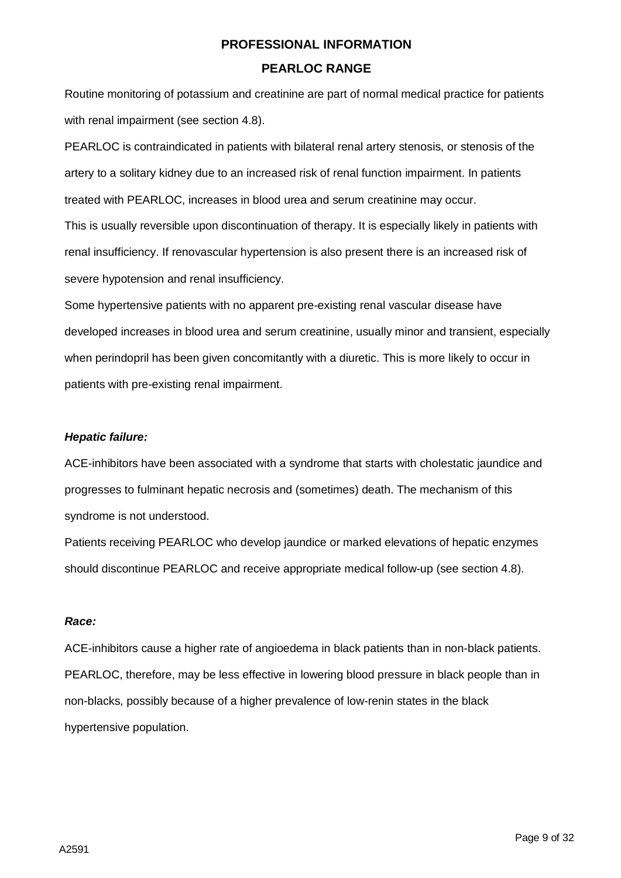Routine monitoring of potassium and creatinine are part of normal medical practice for patients with renal impairment (see section 4.8).

PEARLOC is contraindicated in patients with bilateral renal artery stenosis, or stenosis of the artery to a solitary kidney due to an increased risk of renal function impairment. In patients treated with PEARLOC, increases in blood urea and serum creatinine may occur.

This is usually reversible upon discontinuation of therapy. It is especially likely in patients with renal insufficiency. If renovascular hypertension is also present there is an increased risk of severe hypotension and renal insufficiency.

Some hypertensive patients with no apparent pre-existing renal vascular disease have developed increases in blood urea and serum creatinine, usually minor and transient, especially when perindopril has been given concomitantly with a diuretic. This is more likely to occur in patients with pre-existing renal impairment.

***Hepatic failure:***

ACE-inhibitors have been associated with a syndrome that starts with cholestatic jaundice and progresses to fulminant hepatic necrosis and (sometimes) death. The mechanism of this syndrome is not understood.

Patients receiving PEARLOC who develop jaundice or marked elevations of hepatic enzymes should discontinue PEARLOC and receive appropriate medical follow-up (see section 4.8).

***Race:***

ACE-inhibitors cause a higher rate of angioedema in black patients than in non-black patients. PEARLOC, therefore, may be less effective in lowering blood pressure in black people than in non-blacks, possibly because of a higher prevalence of low-renin states in the black hypertensive population.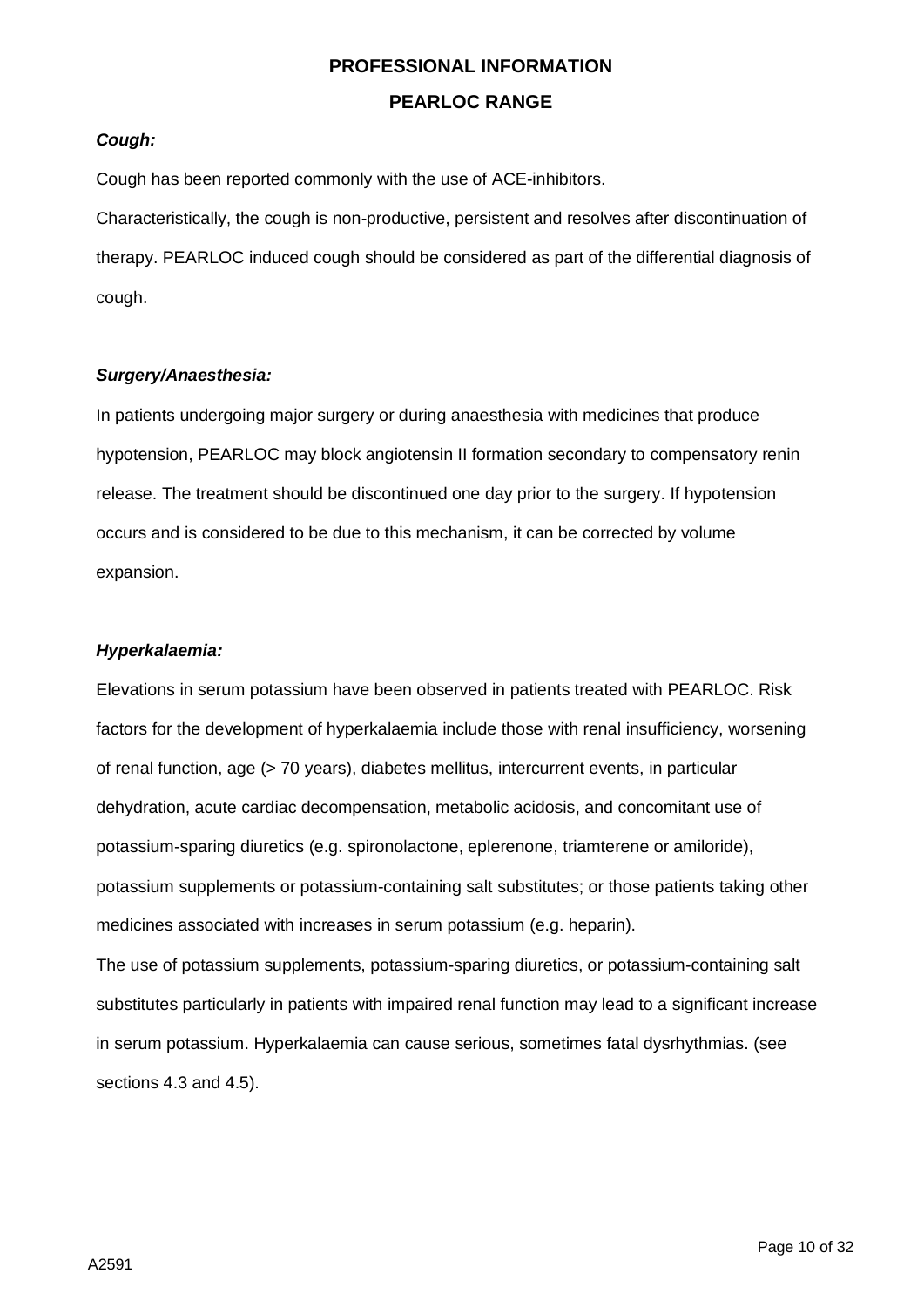***Cough:***

Cough has been reported commonly with the use of ACE-inhibitors.

Characteristically, the cough is non-productive, persistent and resolves after discontinuation of therapy. PEARLOC induced cough should be considered as part of the differential diagnosis of cough.

***Surgery/Anaesthesia:***

In patients undergoing major surgery or during anaesthesia with medicines that produce hypotension, PEARLOC may block angiotensin II formation secondary to compensatory renin release. The treatment should be discontinued one day prior to the surgery. If hypotension occurs and is considered to be due to this mechanism, it can be corrected by volume expansion.

***Hyperkalaemia:***

Elevations in serum potassium have been observed in patients treated with PEARLOC. Risk factors for the development of hyperkalaemia include those with renal insufficiency, worsening of renal function, age (> 70 years), diabetes mellitus, intercurrent events, in particular dehydration, acute cardiac decompensation, metabolic acidosis, and concomitant use of potassium-sparing diuretics (e.g. spironolactone, eplerenone, triamterene or amiloride), potassium supplements or potassium-containing salt substitutes; or those patients taking other medicines associated with increases in serum potassium (e.g. heparin).

The use of potassium supplements, potassium-sparing diuretics, or potassium-containing salt substitutes particularly in patients with impaired renal function may lead to a significant increase in serum potassium. Hyperkalaemia can cause serious, sometimes fatal dysrhythmias. (see sections 4.3 and 4.5).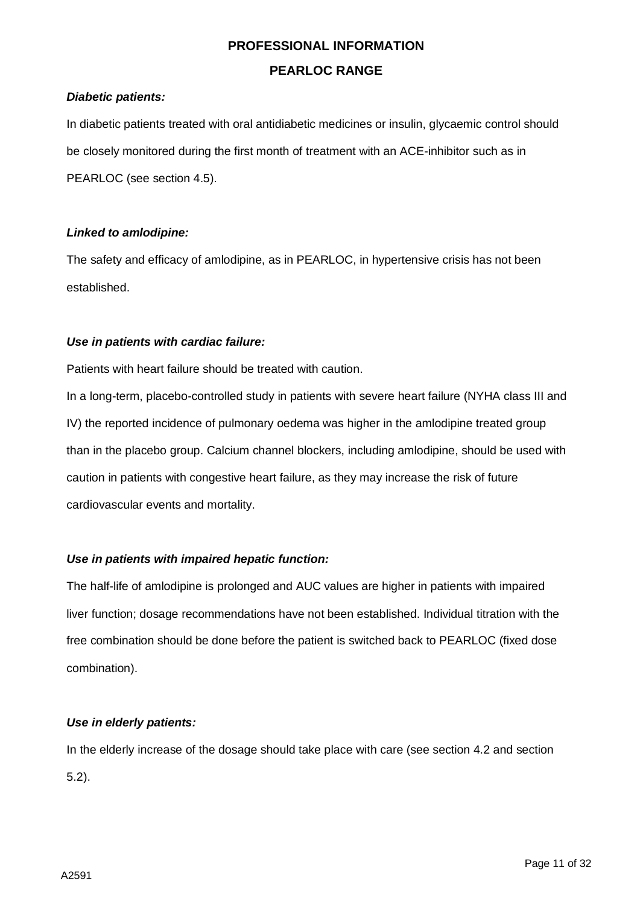***Diabetic patients:***

In diabetic patients treated with oral antidiabetic medicines or insulin, glycaemic control should be closely monitored during the first month of treatment with an ACE-inhibitor such as in PEARLOC (see section 4.5).

***Linked to amlodipine:***

The safety and efficacy of amlodipine, as in PEARLOC, in hypertensive crisis has not been established.

***Use in patients with cardiac failure:***

Patients with heart failure should be treated with caution.

In a long-term, placebo-controlled study in patients with severe heart failure (NYHA class III and IV) the reported incidence of pulmonary oedema was higher in the amlodipine treated group than in the placebo group. Calcium channel blockers, including amlodipine, should be used with caution in patients with congestive heart failure, as they may increase the risk of future cardiovascular events and mortality.

***Use in patients with impaired hepatic function:***

The half-life of amlodipine is prolonged and AUC values are higher in patients with impaired liver function; dosage recommendations have not been established. Individual titration with the free combination should be done before the patient is switched back to PEARLOC (fixed dose combination).

***Use in elderly patients:***

In the elderly increase of the dosage should take place with care (see section 4.2 and section 5.2).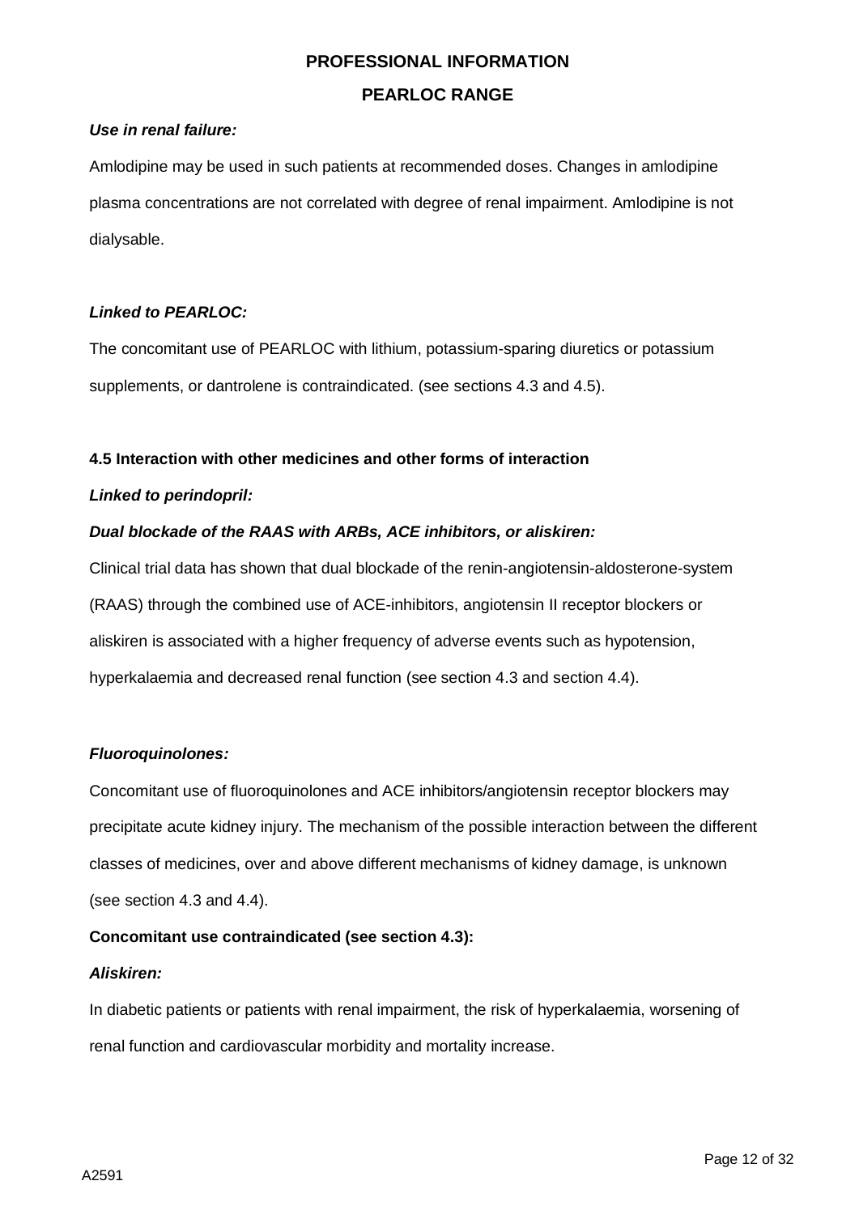***Use in renal failure:***

Amlodipine may be used in such patients at recommended doses. Changes in amlodipine plasma concentrations are not correlated with degree of renal impairment. Amlodipine is not dialysable.

***Linked to PEARLOC:***

The concomitant use of PEARLOC with lithium, potassium-sparing diuretics or potassium supplements, or dantrolene is contraindicated. (see sections 4.3 and 4.5).

**4.5 Interaction with other medicines and other forms of interaction**

***Linked to perindopril:***

***Dual blockade of the RAAS with ARBs, ACE inhibitors, or aliskiren:***

Clinical trial data has shown that dual blockade of the renin-angiotensin-aldosterone-system (RAAS) through the combined use of ACE-inhibitors, angiotensin II receptor blockers or aliskiren is associated with a higher frequency of adverse events such as hypotension, hyperkalaemia and decreased renal function (see section 4.3 and section 4.4).

***Fluoroquinolones:***

Concomitant use of fluoroquinolones and ACE inhibitors/angiotensin receptor blockers may precipitate acute kidney injury. The mechanism of the possible interaction between the different classes of medicines, over and above different mechanisms of kidney damage, is unknown (see section 4.3 and 4.4).

**Concomitant use contraindicated (see section 4.3):**

***Aliskiren:***

In diabetic patients or patients with renal impairment, the risk of hyperkalaemia, worsening of renal function and cardiovascular morbidity and mortality increase.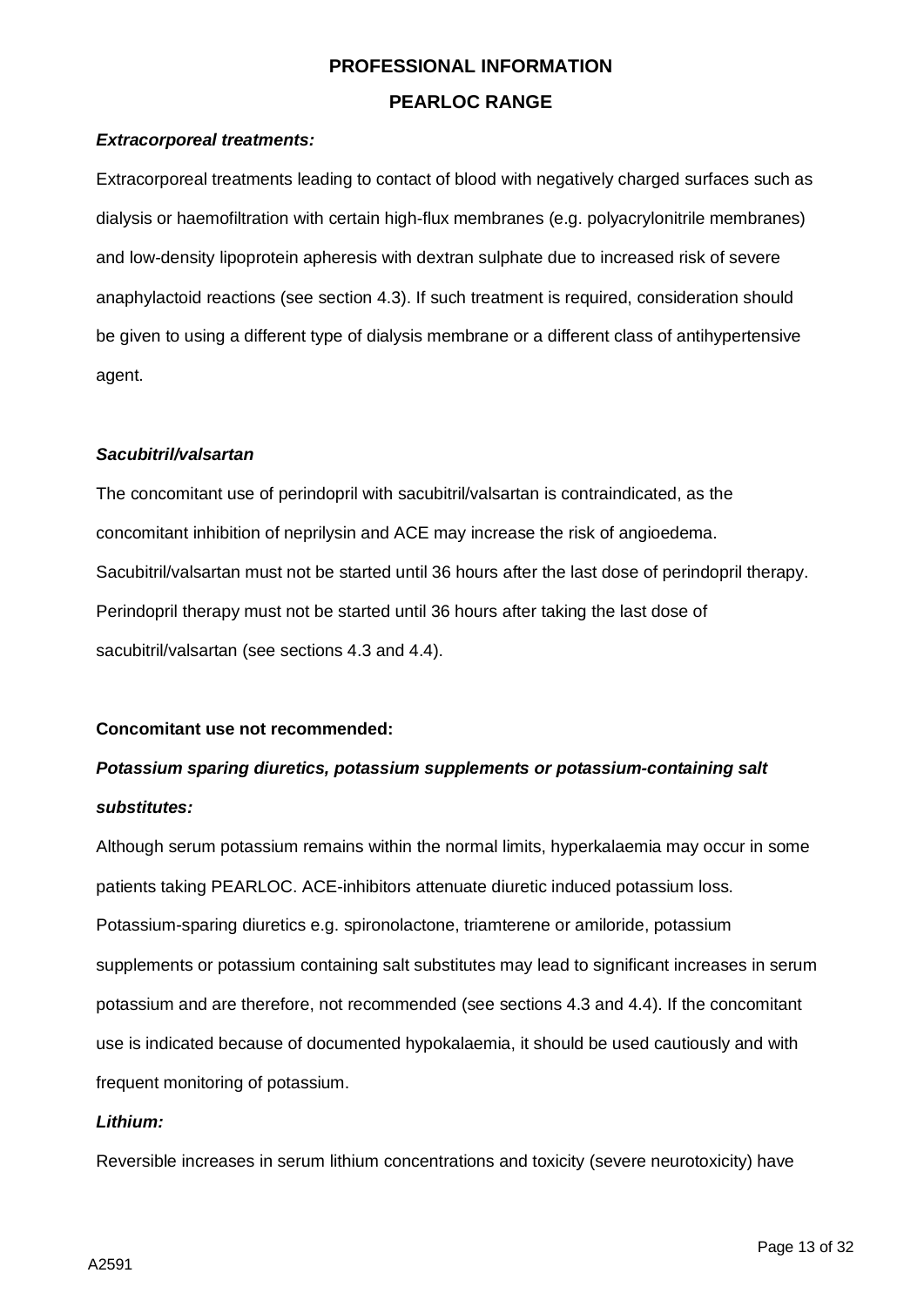***Extracorporeal treatments:***

Extracorporeal treatments leading to contact of blood with negatively charged surfaces such as dialysis or haemofiltration with certain high-flux membranes (e.g. polyacrylonitrile membranes) and low-density lipoprotein apheresis with dextran sulphate due to increased risk of severe anaphylactoid reactions (see section 4.3). If such treatment is required, consideration should be given to using a different type of dialysis membrane or a different class of antihypertensive agent.

***Sacubitril/valsartan***

The concomitant use of perindopril with sacubitril/valsartan is contraindicated, as the concomitant inhibition of neprilysin and ACE may increase the risk of angioedema. Sacubitril/valsartan must not be started until 36 hours after the last dose of perindopril therapy. Perindopril therapy must not be started until 36 hours after taking the last dose of sacubitril/valsartan (see sections 4.3 and 4.4).

**Concomitant use not recommended:**

***Potassium sparing diuretics, potassium supplements or potassium-containing salt substitutes:***

Although serum potassium remains within the normal limits, hyperkalaemia may occur in some patients taking PEARLOC. ACE-inhibitors attenuate diuretic induced potassium loss. Potassium-sparing diuretics e.g. spironolactone, triamterene or amiloride, potassium supplements or potassium containing salt substitutes may lead to significant increases in serum potassium and are therefore, not recommended (see sections 4.3 and 4.4). If the concomitant use is indicated because of documented hypokalaemia, it should be used cautiously and with frequent monitoring of potassium.

***Lithium:***

Reversible increases in serum lithium concentrations and toxicity (severe neurotoxicity) have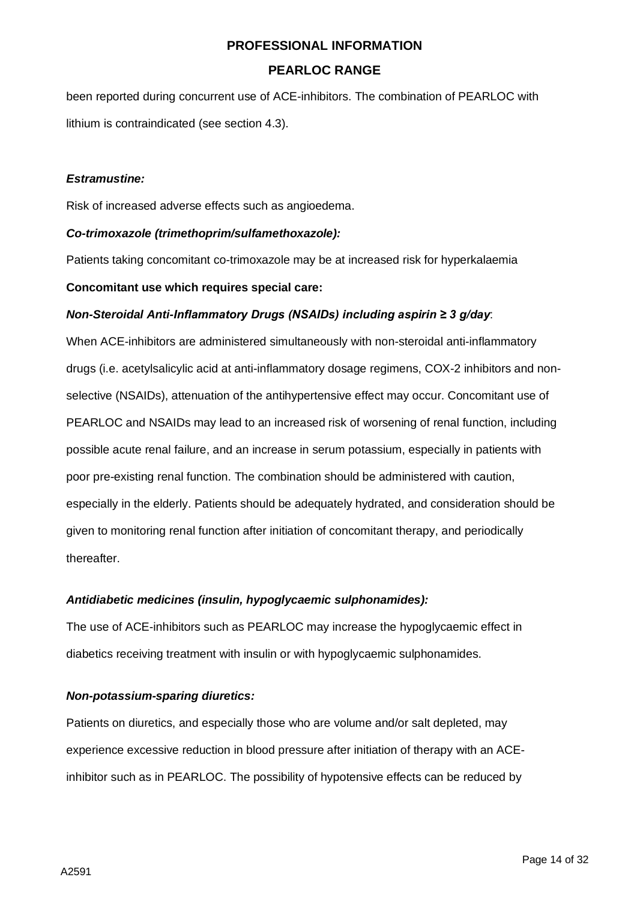been reported during concurrent use of ACE-inhibitors. The combination of PEARLOC with lithium is contraindicated (see section 4.3).

***Estramustine:***

Risk of increased adverse effects such as angioedema.

***Co-trimoxazole (trimethoprim/sulfamethoxazole):***

Patients taking concomitant co-trimoxazole may be at increased risk for hyperkalaemia

**Concomitant use which requires special care:**

***Non-Steroidal Anti-Inflammatory Drugs (NSAIDs) including aspirin ≥ 3 g/day***:

When ACE-inhibitors are administered simultaneously with non-steroidal anti-inflammatory drugs (i.e. acetylsalicylic acid at anti-inflammatory dosage regimens, COX-2 inhibitors and non-selective (NSAIDs), attenuation of the antihypertensive effect may occur. Concomitant use of PEARLOC and NSAIDs may lead to an increased risk of worsening of renal function, including possible acute renal failure, and an increase in serum potassium, especially in patients with poor pre-existing renal function. The combination should be administered with caution, especially in the elderly. Patients should be adequately hydrated, and consideration should be given to monitoring renal function after initiation of concomitant therapy, and periodically thereafter.

***Antidiabetic medicines (insulin, hypoglycaemic sulphonamides):***

The use of ACE-inhibitors such as PEARLOC may increase the hypoglycaemic effect in diabetics receiving treatment with insulin or with hypoglycaemic sulphonamides.

***Non-potassium-sparing diuretics:***

Patients on diuretics, and especially those who are volume and/or salt depleted, may experience excessive reduction in blood pressure after initiation of therapy with an ACE-inhibitor such as in PEARLOC. The possibility of hypotensive effects can be reduced by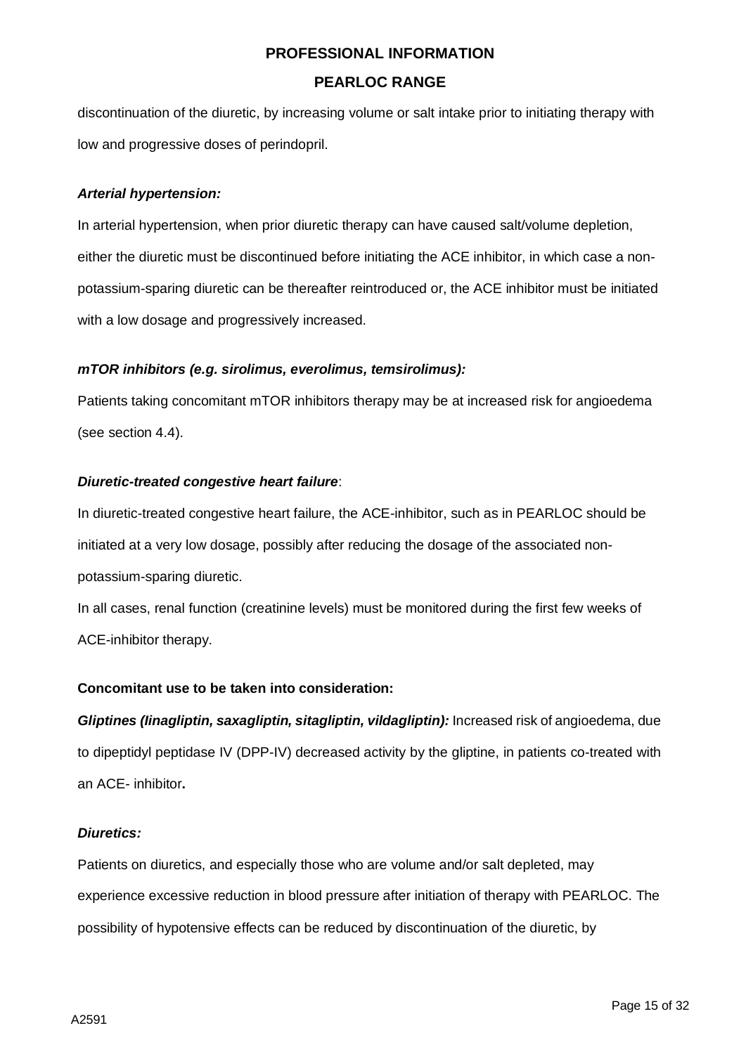discontinuation of the diuretic, by increasing volume or salt intake prior to initiating therapy with low and progressive doses of perindopril.

***Arterial hypertension:***

In arterial hypertension, when prior diuretic therapy can have caused salt/volume depletion, either the diuretic must be discontinued before initiating the ACE inhibitor, in which case a non-potassium-sparing diuretic can be thereafter reintroduced or, the ACE inhibitor must be initiated with a low dosage and progressively increased.

***mTOR inhibitors (e.g. sirolimus, everolimus, temsirolimus):***

Patients taking concomitant mTOR inhibitors therapy may be at increased risk for angioedema (see section 4.4).

***Diuretic-treated congestive heart failure***:

In diuretic-treated congestive heart failure, the ACE-inhibitor, such as in PEARLOC should be initiated at a very low dosage, possibly after reducing the dosage of the associated non-potassium-sparing diuretic.

In all cases, renal function (creatinine levels) must be monitored during the first few weeks of ACE-inhibitor therapy.

**Concomitant use to be taken into consideration:**

***Gliptines (linagliptin, saxagliptin, sitagliptin, vildagliptin):*** Increased risk of angioedema, due to dipeptidyl peptidase IV (DPP-IV) decreased activity by the gliptine, in patients co-treated with an ACE- inhibitor**.**

***Diuretics:***

Patients on diuretics, and especially those who are volume and/or salt depleted, may experience excessive reduction in blood pressure after initiation of therapy with PEARLOC. The possibility of hypotensive effects can be reduced by discontinuation of the diuretic, by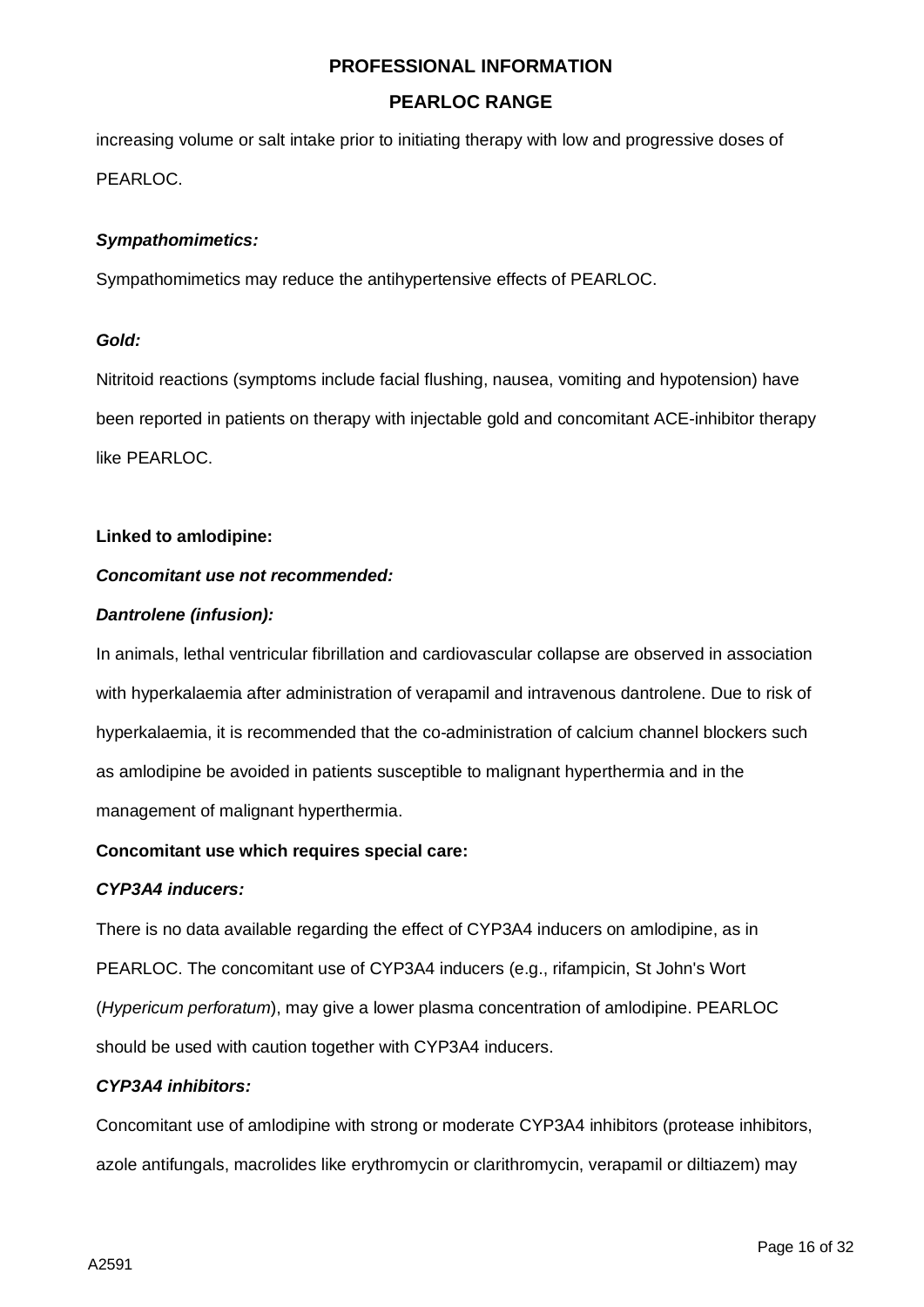increasing volume or salt intake prior to initiating therapy with low and progressive doses of PEARLOC.

***Sympathomimetics:***

Sympathomimetics may reduce the antihypertensive effects of PEARLOC.

***Gold:***

Nitritoid reactions (symptoms include facial flushing, nausea, vomiting and hypotension) have been reported in patients on therapy with injectable gold and concomitant ACE-inhibitor therapy like PEARLOC.

**Linked to amlodipine:**

***Concomitant use not recommended:***

***Dantrolene (infusion):***

In animals, lethal ventricular fibrillation and cardiovascular collapse are observed in association with hyperkalaemia after administration of verapamil and intravenous dantrolene. Due to risk of hyperkalaemia, it is recommended that the co-administration of calcium channel blockers such as amlodipine be avoided in patients susceptible to malignant hyperthermia and in the management of malignant hyperthermia.

**Concomitant use which requires special care:**

***CYP3A4 inducers:***

There is no data available regarding the effect of CYP3A4 inducers on amlodipine, as in PEARLOC. The concomitant use of CYP3A4 inducers (e.g., rifampicin, St John's Wort (*Hypericum perforatum*), may give a lower plasma concentration of amlodipine. PEARLOC should be used with caution together with CYP3A4 inducers.

***CYP3A4 inhibitors:***

Concomitant use of amlodipine with strong or moderate CYP3A4 inhibitors (protease inhibitors, azole antifungals, macrolides like erythromycin or clarithromycin, verapamil or diltiazem) may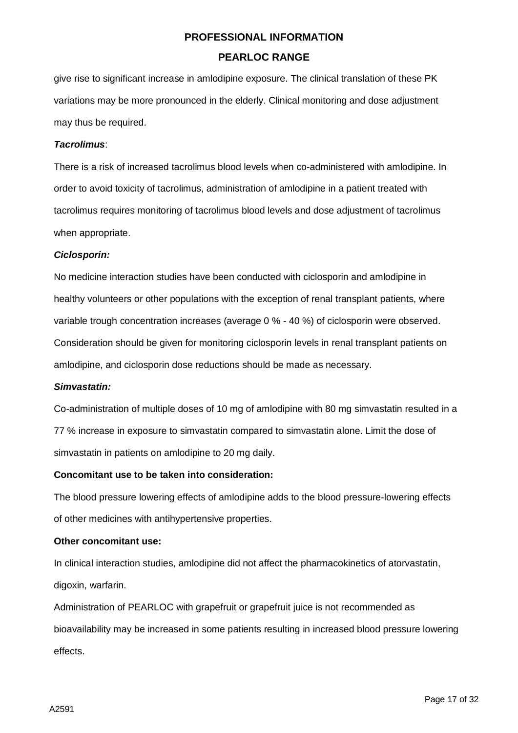give rise to significant increase in amlodipine exposure. The clinical translation of these PK variations may be more pronounced in the elderly. Clinical monitoring and dose adjustment may thus be required.

***Tacrolimus***:

There is a risk of increased tacrolimus blood levels when co-administered with amlodipine. In order to avoid toxicity of tacrolimus, administration of amlodipine in a patient treated with tacrolimus requires monitoring of tacrolimus blood levels and dose adjustment of tacrolimus when appropriate.

***Ciclosporin:***

No medicine interaction studies have been conducted with ciclosporin and amlodipine in healthy volunteers or other populations with the exception of renal transplant patients, where variable trough concentration increases (average 0 % - 40 %) of ciclosporin were observed. Consideration should be given for monitoring ciclosporin levels in renal transplant patients on amlodipine, and ciclosporin dose reductions should be made as necessary.

***Simvastatin:***

Co-administration of multiple doses of 10 mg of amlodipine with 80 mg simvastatin resulted in a 77 % increase in exposure to simvastatin compared to simvastatin alone. Limit the dose of simvastatin in patients on amlodipine to 20 mg daily.

**Concomitant use to be taken into consideration:**

The blood pressure lowering effects of amlodipine adds to the blood pressure-lowering effects of other medicines with antihypertensive properties.

**Other concomitant use:**

In clinical interaction studies, amlodipine did not affect the pharmacokinetics of atorvastatin, digoxin, warfarin.

Administration of PEARLOC with grapefruit or grapefruit juice is not recommended as bioavailability may be increased in some patients resulting in increased blood pressure lowering effects.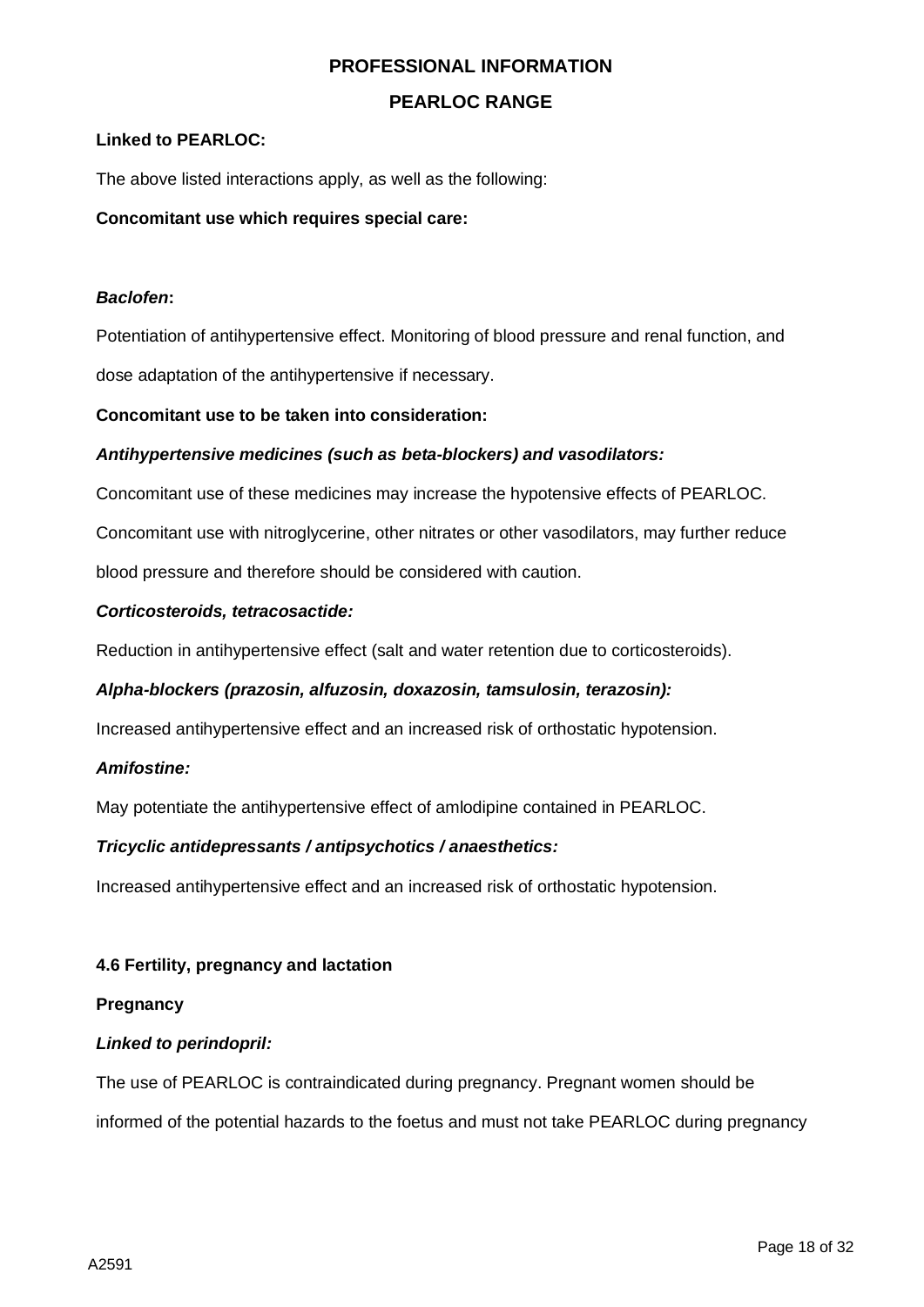**Linked to PEARLOC:**

The above listed interactions apply, as well as the following:

**Concomitant use which requires special care:**

***Baclofen*:**

Potentiation of antihypertensive effect. Monitoring of blood pressure and renal function, and dose adaptation of the antihypertensive if necessary.

**Concomitant use to be taken into consideration:**

***Antihypertensive medicines (such as beta-blockers) and vasodilators:***

Concomitant use of these medicines may increase the hypotensive effects of PEARLOC. Concomitant use with nitroglycerine, other nitrates or other vasodilators, may further reduce blood pressure and therefore should be considered with caution.

***Corticosteroids, tetracosactide:***

Reduction in antihypertensive effect (salt and water retention due to corticosteroids).

***Alpha-blockers (prazosin, alfuzosin, doxazosin, tamsulosin, terazosin):***

Increased antihypertensive effect and an increased risk of orthostatic hypotension.

***Amifostine:***

May potentiate the antihypertensive effect of amlodipine contained in PEARLOC.

***Tricyclic antidepressants / antipsychotics / anaesthetics:***

Increased antihypertensive effect and an increased risk of orthostatic hypotension.

**4.6 Fertility, pregnancy and lactation**

**Pregnancy**

***Linked to perindopril:***

The use of PEARLOC is contraindicated during pregnancy. Pregnant women should be informed of the potential hazards to the foetus and must not take PEARLOC during pregnancy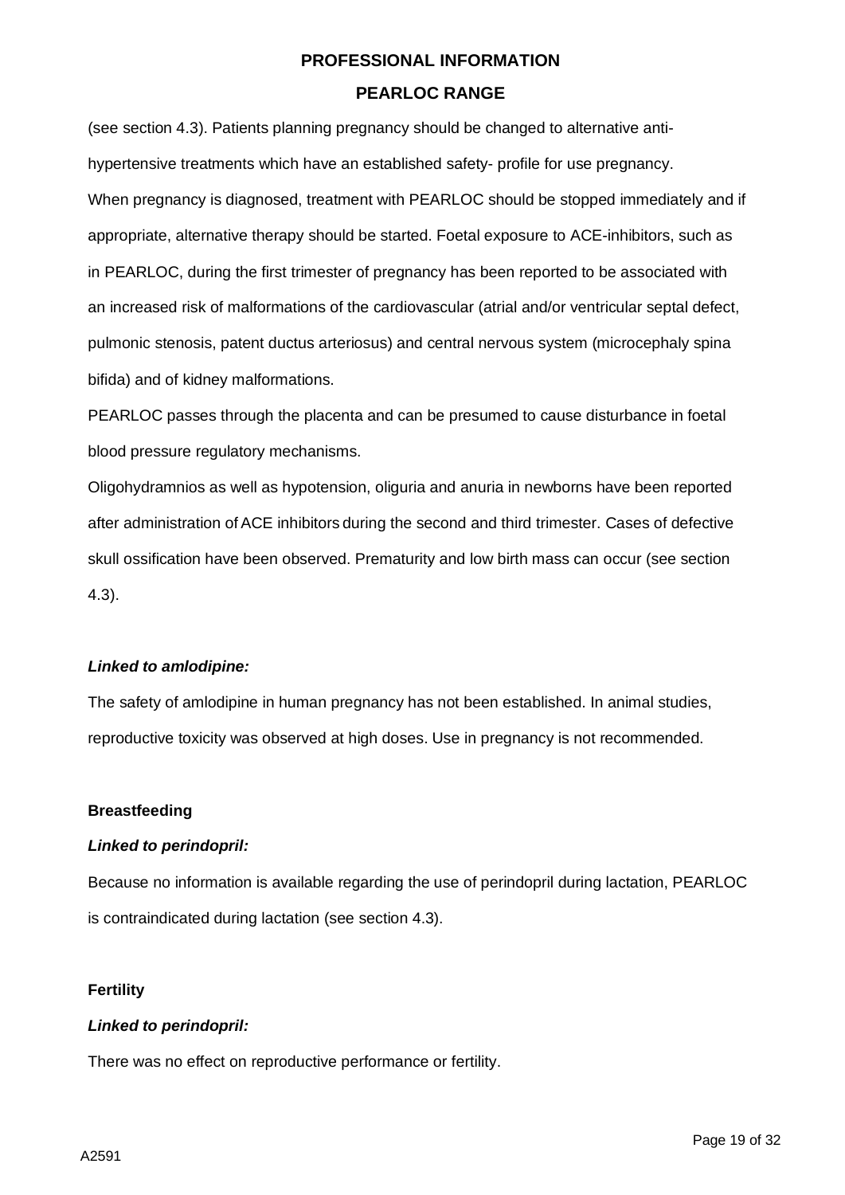(see section 4.3). Patients planning pregnancy should be changed to alternative anti-hypertensive treatments which have an established safety- profile for use pregnancy.
When pregnancy is diagnosed, treatment with PEARLOC should be stopped immediately and if appropriate, alternative therapy should be started. Foetal exposure to ACE-inhibitors, such as in PEARLOC, during the first trimester of pregnancy has been reported to be associated with an increased risk of malformations of the cardiovascular (atrial and/or ventricular septal defect, pulmonic stenosis, patent ductus arteriosus) and central nervous system (microcephaly spina bifida) and of kidney malformations.
PEARLOC passes through the placenta and can be presumed to cause disturbance in foetal blood pressure regulatory mechanisms.
Oligohydramnios as well as hypotension, oliguria and anuria in newborns have been reported after administration of ACE inhibitors during the second and third trimester. Cases of defective skull ossification have been observed. Prematurity and low birth mass can occur (see section 4.3).

***Linked to amlodipine:***

The safety of amlodipine in human pregnancy has not been established. In animal studies, reproductive toxicity was observed at high doses. Use in pregnancy is not recommended.

**Breastfeeding**

***Linked to perindopril:***

Because no information is available regarding the use of perindopril during lactation, PEARLOC is contraindicated during lactation (see section 4.3).

**Fertility**

***Linked to perindopril:***

There was no effect on reproductive performance or fertility.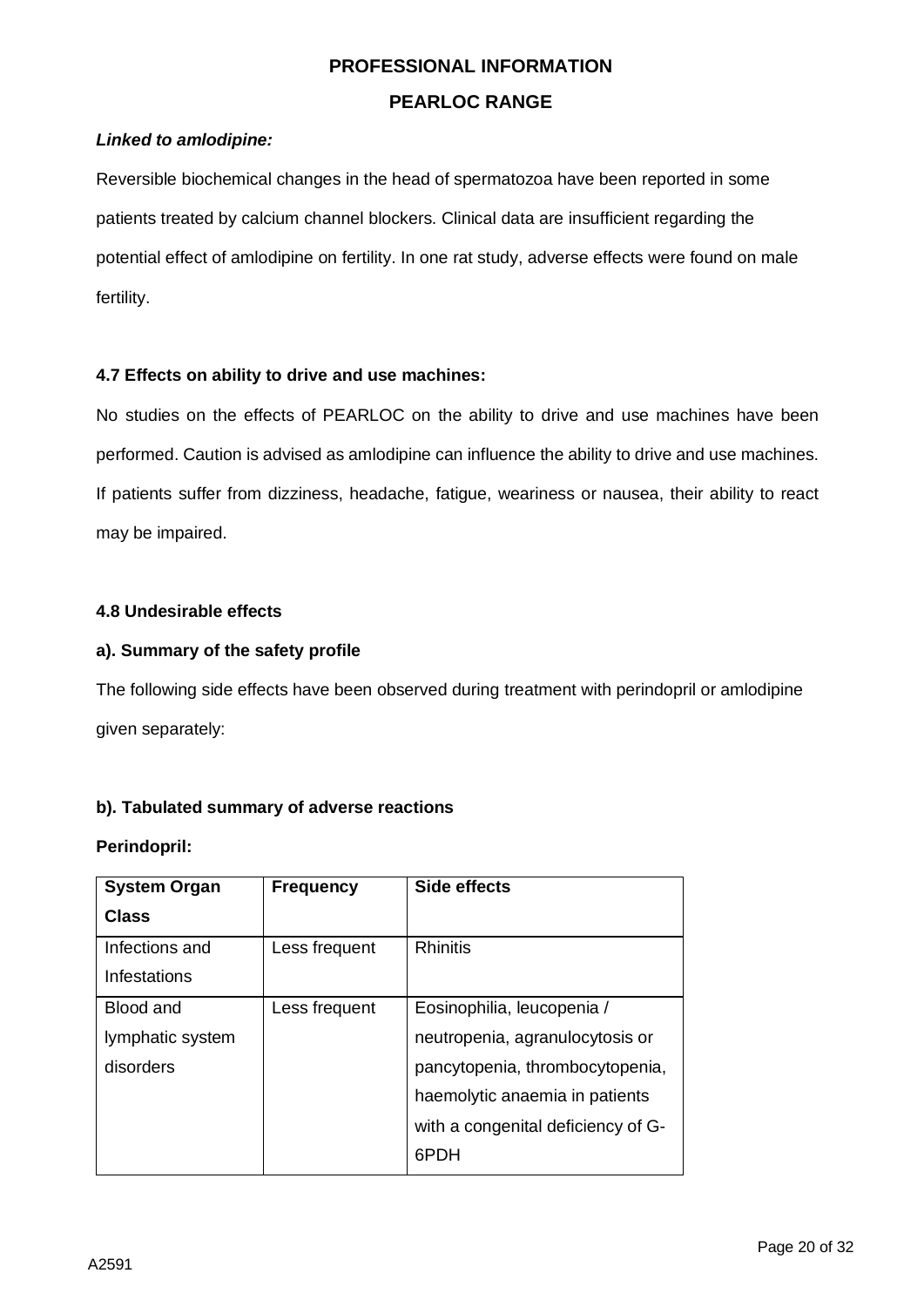***Linked to amlodipine:***

Reversible biochemical changes in the head of spermatozoa have been reported in some patients treated by calcium channel blockers. Clinical data are insufficient regarding the potential effect of amlodipine on fertility. In one rat study, adverse effects were found on male fertility.

**4.7 Effects on ability to drive and use machines:**

No studies on the effects of PEARLOC on the ability to drive and use machines have been performed. Caution is advised as amlodipine can influence the ability to drive and use machines. If patients suffer from dizziness, headache, fatigue, weariness or nausea, their ability to react may be impaired.

**4.8 Undesirable effects**

**a). Summary of the safety profile**

The following side effects have been observed during treatment with perindopril or amlodipine given separately:

**b). Tabulated summary of adverse reactions**

**Perindopril:**

| System Organ Class | Frequency | Side effects |
|---|---|---|
| Infections and Infestations | Less frequent | Rhinitis |
| Blood and lymphatic system disorders | Less frequent | Eosinophilia, leucopenia / neutropenia, agranulocytosis or pancytopenia, thrombocytopenia, haemolytic anaemia in patients with a congenital deficiency of G-6PDH |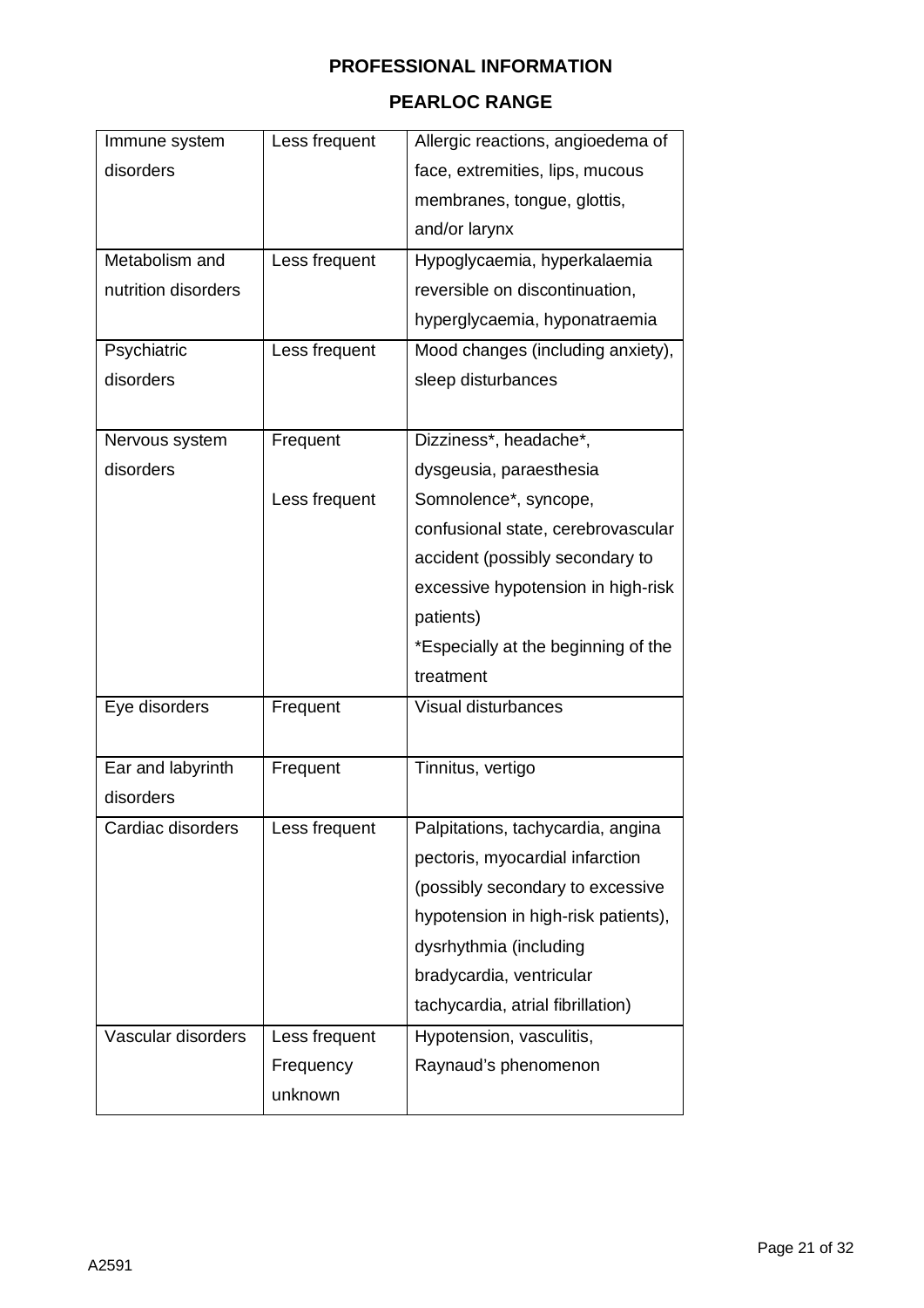**PROFESSIONAL INFORMATION**

**PEARLOC RANGE**

| | | |
|---|---|---|
| Immune system disorders | Less frequent | Allergic reactions, angioedema of face, extremities, lips, mucous membranes, tongue, glottis, and/or larynx |
| Metabolism and nutrition disorders | Less frequent | Hypoglycaemia, hyperkalaemia reversible on discontinuation, hyperglycaemia, hyponatraemia |
| Psychiatric disorders | Less frequent | Mood changes (including anxiety), sleep disturbances |
| Nervous system disorders | Frequent | Dizziness*, headache*, dysgeusia, paraesthesia |
| | Less frequent | Somnolence*, syncope, confusional state, cerebrovascular accident (possibly secondary to excessive hypotension in high-risk patients)<br>*Especially at the beginning of the treatment |
| Eye disorders | Frequent | Visual disturbances |
| Ear and labyrinth disorders | Frequent | Tinnitus, vertigo |
| Cardiac disorders | Less frequent | Palpitations, tachycardia, angina pectoris, myocardial infarction (possibly secondary to excessive hypotension in high-risk patients), dysrhythmia (including bradycardia, ventricular tachycardia, atrial fibrillation) |
| Vascular disorders | Less frequent<br>Frequency unknown | Hypotension, vasculitis,<br>Raynaud's phenomenon |

A2591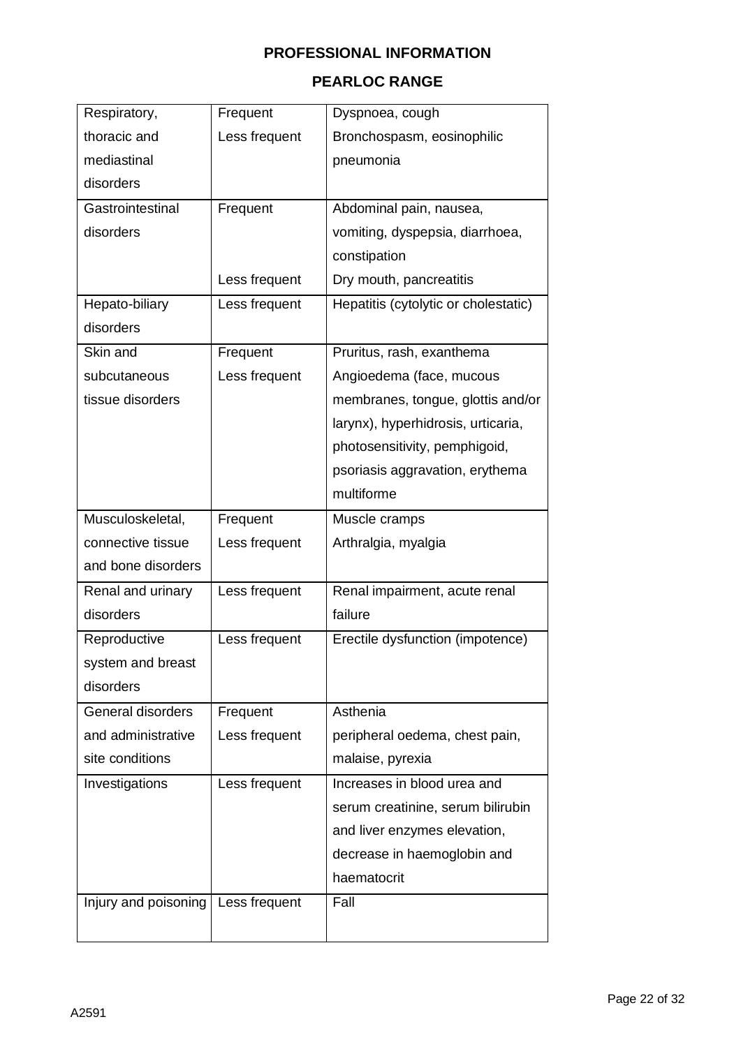| Respiratory, thoracic and mediastinal disorders | Frequent | Dyspnoea, cough |
|---|---|---|
| | Less frequent | Bronchospasm, eosinophilic pneumonia |
| Gastrointestinal disorders | Frequent | Abdominal pain, nausea, vomiting, dyspepsia, diarrhoea, constipation |
| | Less frequent | Dry mouth, pancreatitis |
| Hepato-biliary disorders | Less frequent | Hepatitis (cytolytic or cholestatic) |
| Skin and subcutaneous tissue disorders | Frequent | Pruritus, rash, exanthema |
| | Less frequent | Angioedema (face, mucous membranes, tongue, glottis and/or larynx), hyperhidrosis, urticaria, photosensitivity, pemphigoid, psoriasis aggravation, erythema multiforme |
| Musculoskeletal, connective tissue and bone disorders | Frequent | Muscle cramps |
| | Less frequent | Arthralgia, myalgia |
| Renal and urinary disorders | Less frequent | Renal impairment, acute renal failure |
| Reproductive system and breast disorders | Less frequent | Erectile dysfunction (impotence) |
| General disorders and administrative site conditions | Frequent | Asthenia |
| | Less frequent | peripheral oedema, chest pain, malaise, pyrexia |
| Investigations | Less frequent | Increases in blood urea and serum creatinine, serum bilirubin and liver enzymes elevation, decrease in haemoglobin and haematocrit |
| Injury and poisoning | Less frequent | Fall |

A2591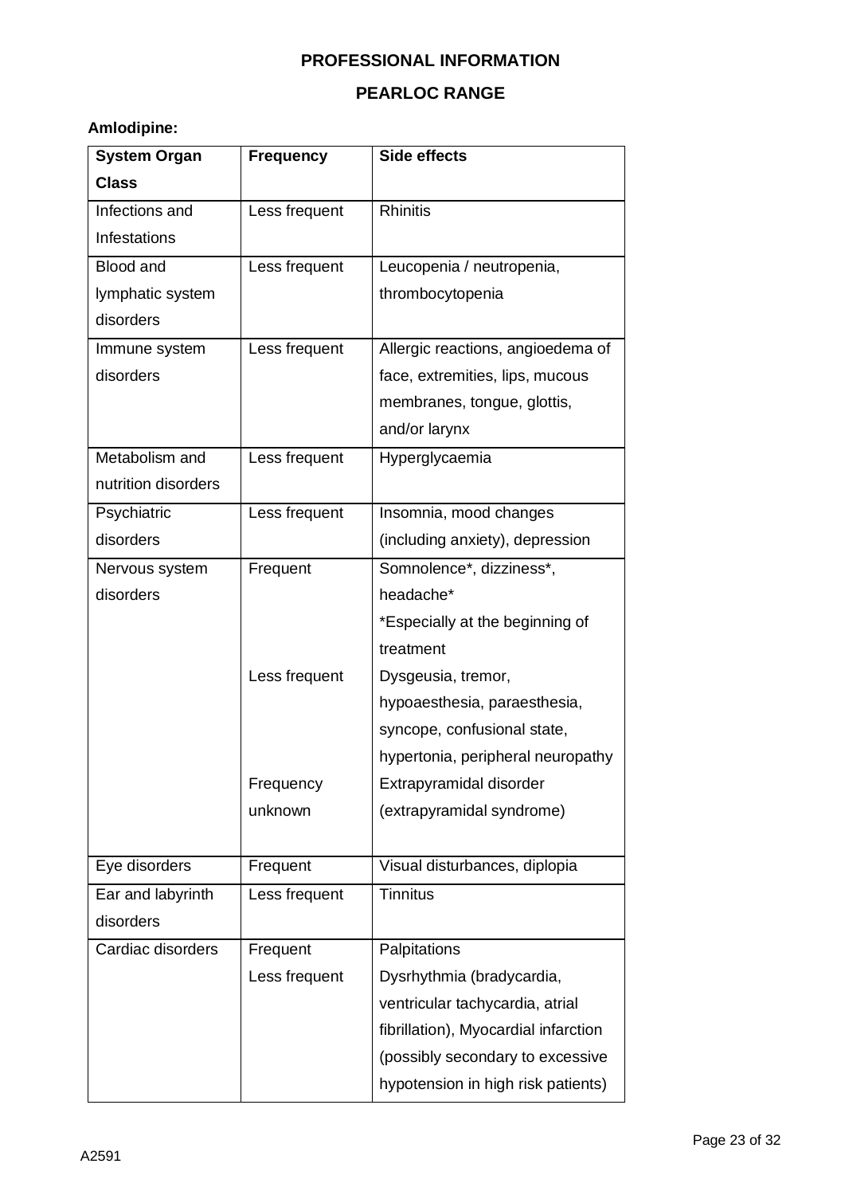**PROFESSIONAL INFORMATION**

**PEARLOC RANGE**

**Amlodipine:**

| System Organ Class | Frequency | Side effects |
|---|---|---|
| Infections and Infestations | Less frequent | Rhinitis |
| Blood and lymphatic system disorders | Less frequent | Leucopenia / neutropenia, thrombocytopenia |
| Immune system disorders | Less frequent | Allergic reactions, angioedema of face, extremities, lips, mucous membranes, tongue, glottis, and/or larynx |
| Metabolism and nutrition disorders | Less frequent | Hyperglycaemia |
| Psychiatric disorders | Less frequent | Insomnia, mood changes (including anxiety), depression |
| Nervous system disorders | Frequent | Somnolence*, dizziness*, headache* *Especially at the beginning of treatment |
| | Less frequent | Dysgeusia, tremor, hypoaesthesia, paraesthesia, syncope, confusional state, hypertonia, peripheral neuropathy |
| | Frequency unknown | Extrapyramidal disorder (extrapyramidal syndrome) |
| Eye disorders | Frequent | Visual disturbances, diplopia |
| Ear and labyrinth disorders | Less frequent | Tinnitus |
| Cardiac disorders | Frequent | Palpitations |
| | Less frequent | Dysrhythmia (bradycardia, ventricular tachycardia, atrial fibrillation), Myocardial infarction (possibly secondary to excessive hypotension in high risk patients) |

A2591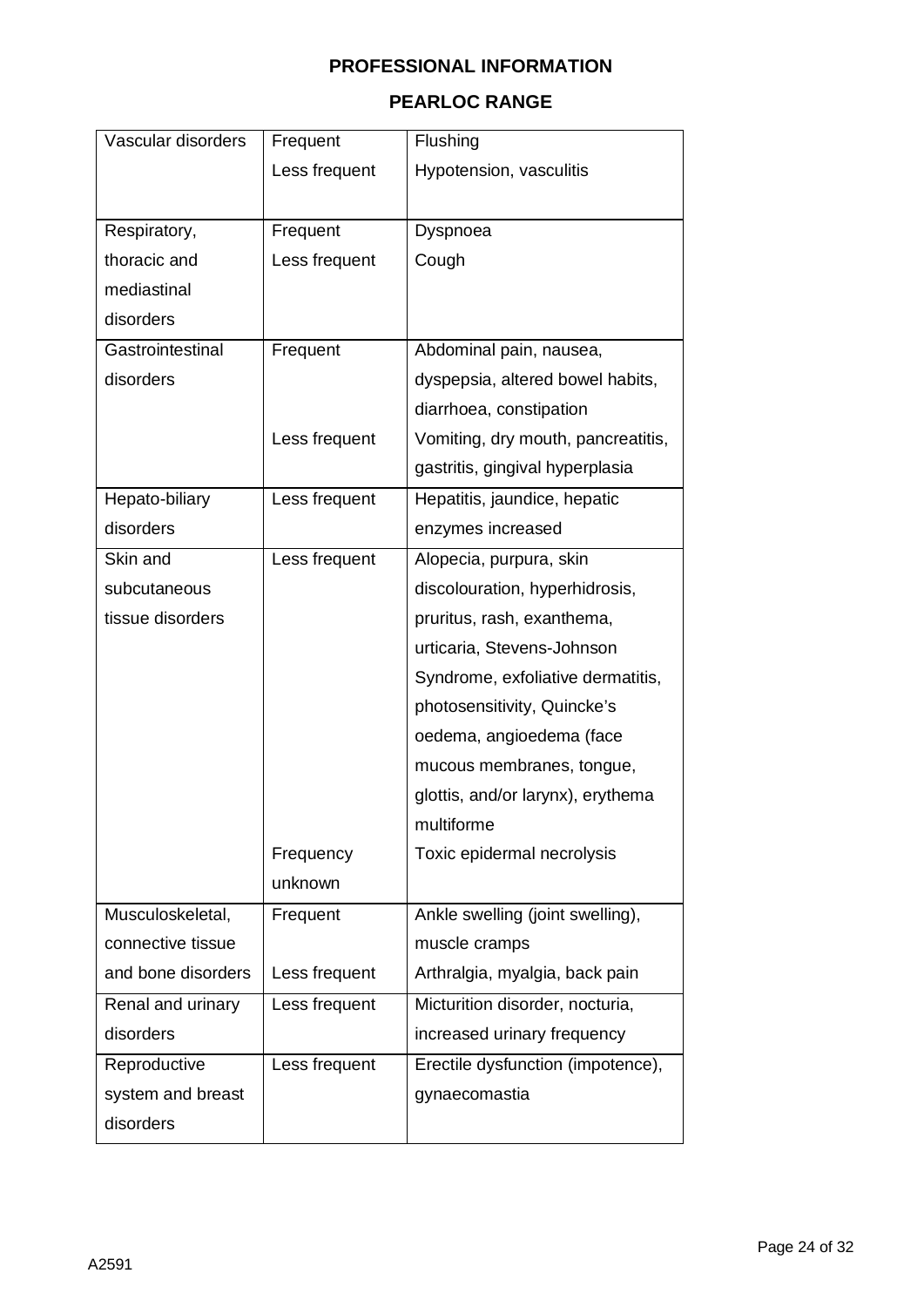| Vascular disorders | Frequent | Flushing |
|---|---|---|
| | Less frequent | Hypotension, vasculitis |
| Respiratory, thoracic and mediastinal disorders | Frequent | Dyspnoea |
| | Less frequent | Cough |
| Gastrointestinal disorders | Frequent | Abdominal pain, nausea, dyspepsia, altered bowel habits, diarrhoea, constipation |
| | Less frequent | Vomiting, dry mouth, pancreatitis, gastritis, gingival hyperplasia |
| Hepato-biliary disorders | Less frequent | Hepatitis, jaundice, hepatic enzymes increased |
| Skin and subcutaneous tissue disorders | Less frequent | Alopecia, purpura, skin discolouration, hyperhidrosis, pruritus, rash, exanthema, urticaria, Stevens-Johnson Syndrome, exfoliative dermatitis, photosensitivity, Quincke's oedema, angioedema (face mucous membranes, tongue, glottis, and/or larynx), erythema multiforme |
| | Frequency unknown | Toxic epidermal necrolysis |
| Musculoskeletal, connective tissue and bone disorders | Frequent | Ankle swelling (joint swelling), muscle cramps |
| | Less frequent | Arthralgia, myalgia, back pain |
| Renal and urinary disorders | Less frequent | Micturition disorder, nocturia, increased urinary frequency |
| Reproductive system and breast disorders | Less frequent | Erectile dysfunction (impotence), gynaecomastia |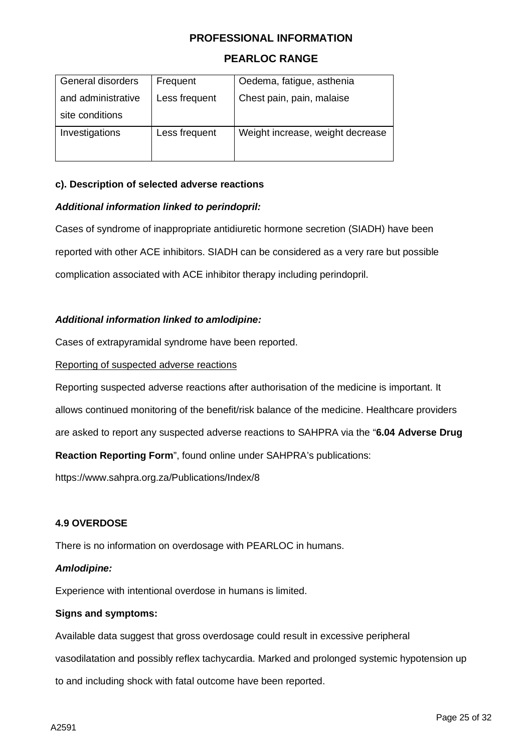| General disorders and administrative site conditions | Frequent | Oedema, fatigue, asthenia |
|---|---|---|
| | Less frequent | Chest pain, pain, malaise |
| Investigations | Less frequent | Weight increase, weight decrease |

**c). Description of selected adverse reactions**

***Additional information linked to perindopril:***

Cases of syndrome of inappropriate antidiuretic hormone secretion (SIADH) have been reported with other ACE inhibitors. SIADH can be considered as a very rare but possible complication associated with ACE inhibitor therapy including perindopril.

***Additional information linked to amlodipine:***

Cases of extrapyramidal syndrome have been reported.

Reporting of suspected adverse reactions

Reporting suspected adverse reactions after authorisation of the medicine is important. It allows continued monitoring of the benefit/risk balance of the medicine. Healthcare providers are asked to report any suspected adverse reactions to SAHPRA via the "**6.04 Adverse Drug Reaction Reporting Form**", found online under SAHPRA's publications: https://www.sahpra.org.za/Publications/Index/8

**4.9 OVERDOSE**

There is no information on overdosage with PEARLOC in humans.

***Amlodipine:***

Experience with intentional overdose in humans is limited.

**Signs and symptoms:**

Available data suggest that gross overdosage could result in excessive peripheral vasodilatation and possibly reflex tachycardia. Marked and prolonged systemic hypotension up to and including shock with fatal outcome have been reported.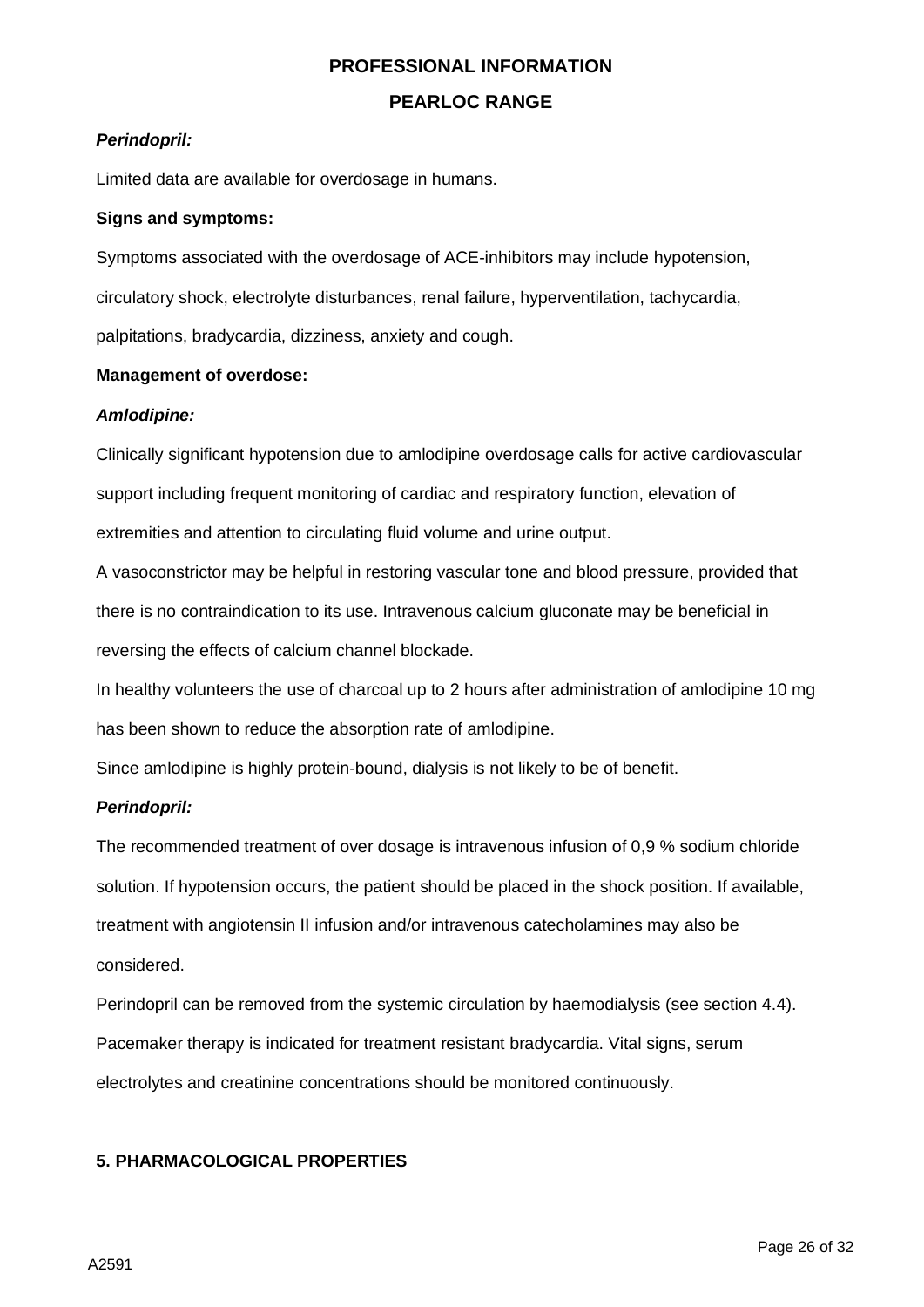***Perindopril:***

Limited data are available for overdosage in humans.

**Signs and symptoms:**

Symptoms associated with the overdosage of ACE-inhibitors may include hypotension, circulatory shock, electrolyte disturbances, renal failure, hyperventilation, tachycardia, palpitations, bradycardia, dizziness, anxiety and cough.

**Management of overdose:**

***Amlodipine:***

Clinically significant hypotension due to amlodipine overdosage calls for active cardiovascular support including frequent monitoring of cardiac and respiratory function, elevation of extremities and attention to circulating fluid volume and urine output.

A vasoconstrictor may be helpful in restoring vascular tone and blood pressure, provided that there is no contraindication to its use. Intravenous calcium gluconate may be beneficial in reversing the effects of calcium channel blockade.

In healthy volunteers the use of charcoal up to 2 hours after administration of amlodipine 10 mg has been shown to reduce the absorption rate of amlodipine.

Since amlodipine is highly protein-bound, dialysis is not likely to be of benefit.

***Perindopril:***

The recommended treatment of over dosage is intravenous infusion of 0,9 % sodium chloride solution. If hypotension occurs, the patient should be placed in the shock position. If available, treatment with angiotensin II infusion and/or intravenous catecholamines may also be considered.

Perindopril can be removed from the systemic circulation by haemodialysis (see section 4.4). Pacemaker therapy is indicated for treatment resistant bradycardia. Vital signs, serum electrolytes and creatinine concentrations should be monitored continuously.

## 5. PHARMACOLOGICAL PROPERTIES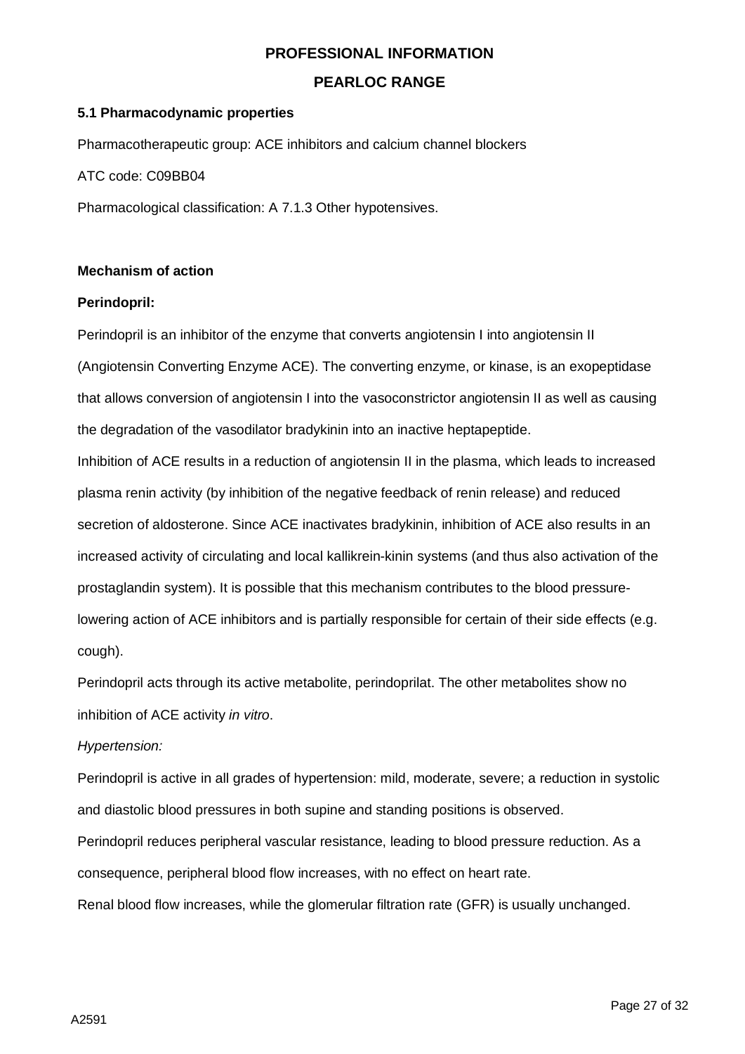**PROFESSIONAL INFORMATION**

**PEARLOC RANGE**

### 5.1 Pharmacodynamic properties

Pharmacotherapeutic group: ACE inhibitors and calcium channel blockers

ATC code: C09BB04

Pharmacological classification: A 7.1.3 Other hypotensives.

#### Mechanism of action

**Perindopril:**

Perindopril is an inhibitor of the enzyme that converts angiotensin I into angiotensin II (Angiotensin Converting Enzyme ACE). The converting enzyme, or kinase, is an exopeptidase that allows conversion of angiotensin I into the vasoconstrictor angiotensin II as well as causing the degradation of the vasodilator bradykinin into an inactive heptapeptide.

Inhibition of ACE results in a reduction of angiotensin II in the plasma, which leads to increased plasma renin activity (by inhibition of the negative feedback of renin release) and reduced secretion of aldosterone. Since ACE inactivates bradykinin, inhibition of ACE also results in an increased activity of circulating and local kallikrein-kinin systems (and thus also activation of the prostaglandin system). It is possible that this mechanism contributes to the blood pressure-lowering action of ACE inhibitors and is partially responsible for certain of their side effects (e.g. cough).

Perindopril acts through its active metabolite, perindoprilat. The other metabolites show no inhibition of ACE activity *in vitro*.

*Hypertension:*

Perindopril is active in all grades of hypertension: mild, moderate, severe; a reduction in systolic and diastolic blood pressures in both supine and standing positions is observed.

Perindopril reduces peripheral vascular resistance, leading to blood pressure reduction. As a consequence, peripheral blood flow increases, with no effect on heart rate.

Renal blood flow increases, while the glomerular filtration rate (GFR) is usually unchanged.

A2591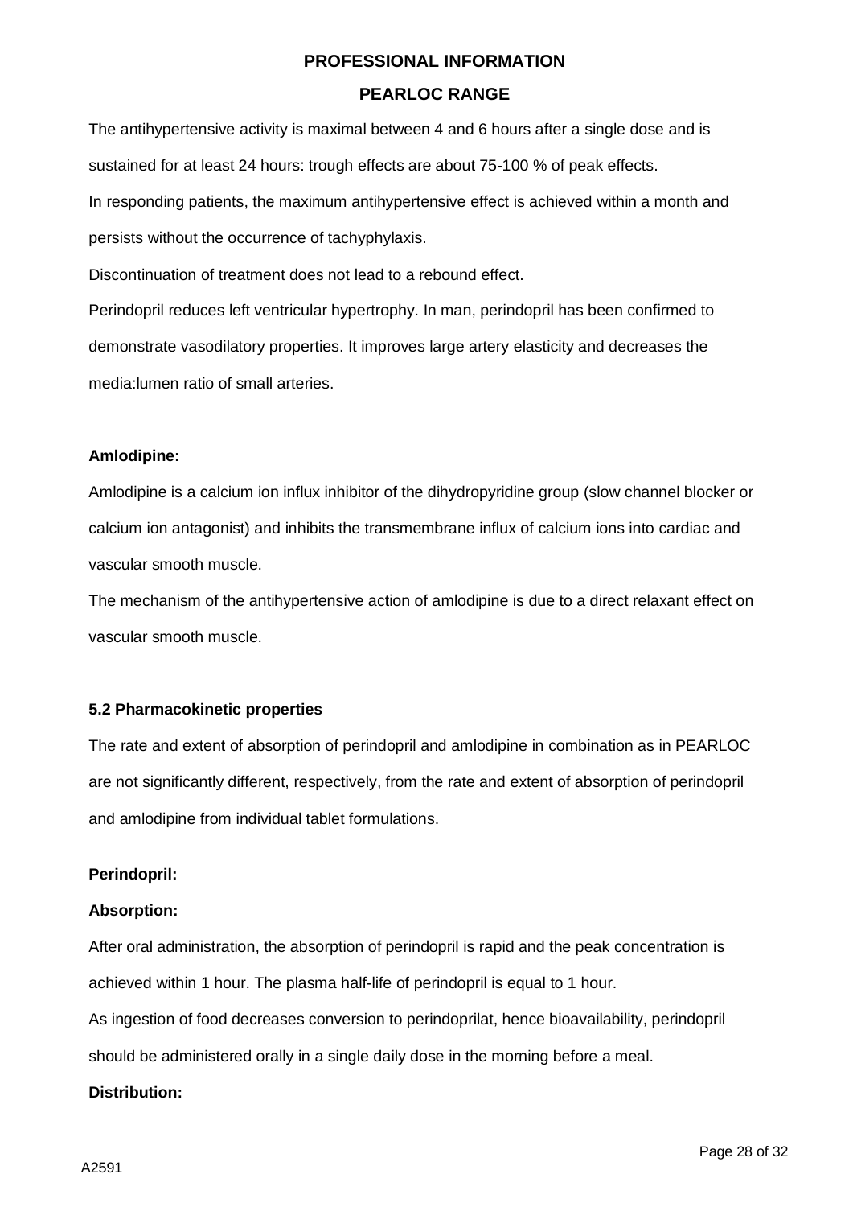The antihypertensive activity is maximal between 4 and 6 hours after a single dose and is sustained for at least 24 hours: trough effects are about 75-100 % of peak effects.

In responding patients, the maximum antihypertensive effect is achieved within a month and persists without the occurrence of tachyphylaxis.

Discontinuation of treatment does not lead to a rebound effect.

Perindopril reduces left ventricular hypertrophy. In man, perindopril has been confirmed to demonstrate vasodilatory properties. It improves large artery elasticity and decreases the media:lumen ratio of small arteries.

**Amlodipine:**

Amlodipine is a calcium ion influx inhibitor of the dihydropyridine group (slow channel blocker or calcium ion antagonist) and inhibits the transmembrane influx of calcium ions into cardiac and vascular smooth muscle.

The mechanism of the antihypertensive action of amlodipine is due to a direct relaxant effect on vascular smooth muscle.

**5.2 Pharmacokinetic properties**

The rate and extent of absorption of perindopril and amlodipine in combination as in PEARLOC are not significantly different, respectively, from the rate and extent of absorption of perindopril and amlodipine from individual tablet formulations.

**Perindopril:**

**Absorption:**

After oral administration, the absorption of perindopril is rapid and the peak concentration is achieved within 1 hour. The plasma half-life of perindopril is equal to 1 hour.

As ingestion of food decreases conversion to perindoprilat, hence bioavailability, perindopril should be administered orally in a single daily dose in the morning before a meal.

**Distribution:**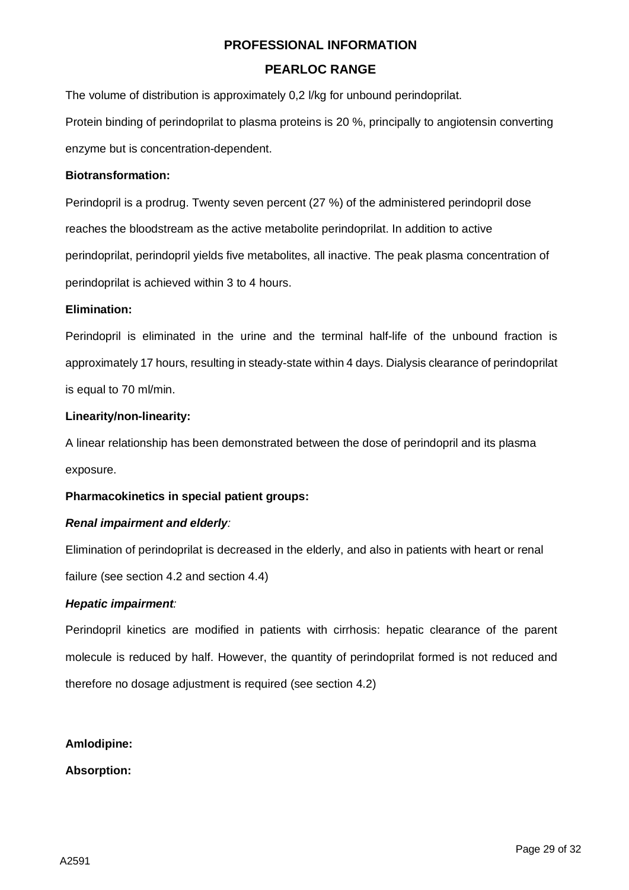The volume of distribution is approximately 0,2 l/kg for unbound perindoprilat.

Protein binding of perindoprilat to plasma proteins is 20 %, principally to angiotensin converting enzyme but is concentration-dependent.

**Biotransformation:**

Perindopril is a prodrug. Twenty seven percent (27 %) of the administered perindopril dose reaches the bloodstream as the active metabolite perindoprilat. In addition to active perindoprilat, perindopril yields five metabolites, all inactive. The peak plasma concentration of perindoprilat is achieved within 3 to 4 hours.

**Elimination:**

Perindopril is eliminated in the urine and the terminal half-life of the unbound fraction is approximately 17 hours, resulting in steady-state within 4 days. Dialysis clearance of perindoprilat is equal to 70 ml/min.

**Linearity/non-linearity:**

A linear relationship has been demonstrated between the dose of perindopril and its plasma exposure.

**Pharmacokinetics in special patient groups:**

***Renal impairment and elderly:***

Elimination of perindoprilat is decreased in the elderly, and also in patients with heart or renal failure (see section 4.2 and section 4.4)

***Hepatic impairment:***

Perindopril kinetics are modified in patients with cirrhosis: hepatic clearance of the parent molecule is reduced by half. However, the quantity of perindoprilat formed is not reduced and therefore no dosage adjustment is required (see section 4.2)

**Amlodipine:**

**Absorption:**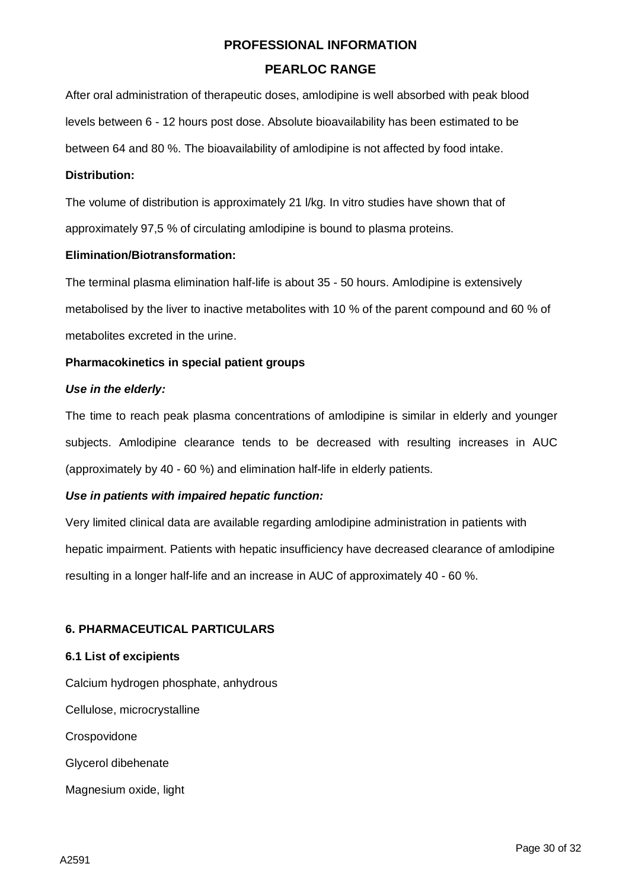After oral administration of therapeutic doses, amlodipine is well absorbed with peak blood levels between 6 - 12 hours post dose. Absolute bioavailability has been estimated to be between 64 and 80 %. The bioavailability of amlodipine is not affected by food intake.

**Distribution:**

The volume of distribution is approximately 21 l/kg. In vitro studies have shown that of approximately 97,5 % of circulating amlodipine is bound to plasma proteins.

**Elimination/Biotransformation:**

The terminal plasma elimination half-life is about 35 - 50 hours. Amlodipine is extensively metabolised by the liver to inactive metabolites with 10 % of the parent compound and 60 % of metabolites excreted in the urine.

**Pharmacokinetics in special patient groups**

***Use in the elderly:***

The time to reach peak plasma concentrations of amlodipine is similar in elderly and younger subjects. Amlodipine clearance tends to be decreased with resulting increases in AUC (approximately by 40 - 60 %) and elimination half-life in elderly patients.

***Use in patients with impaired hepatic function:***

Very limited clinical data are available regarding amlodipine administration in patients with hepatic impairment. Patients with hepatic insufficiency have decreased clearance of amlodipine resulting in a longer half-life and an increase in AUC of approximately 40 - 60 %.

## 6. PHARMACEUTICAL PARTICULARS

### 6.1 List of excipients

Calcium hydrogen phosphate, anhydrous

Cellulose, microcrystalline

Crospovidone

Glycerol dibehenate

Magnesium oxide, light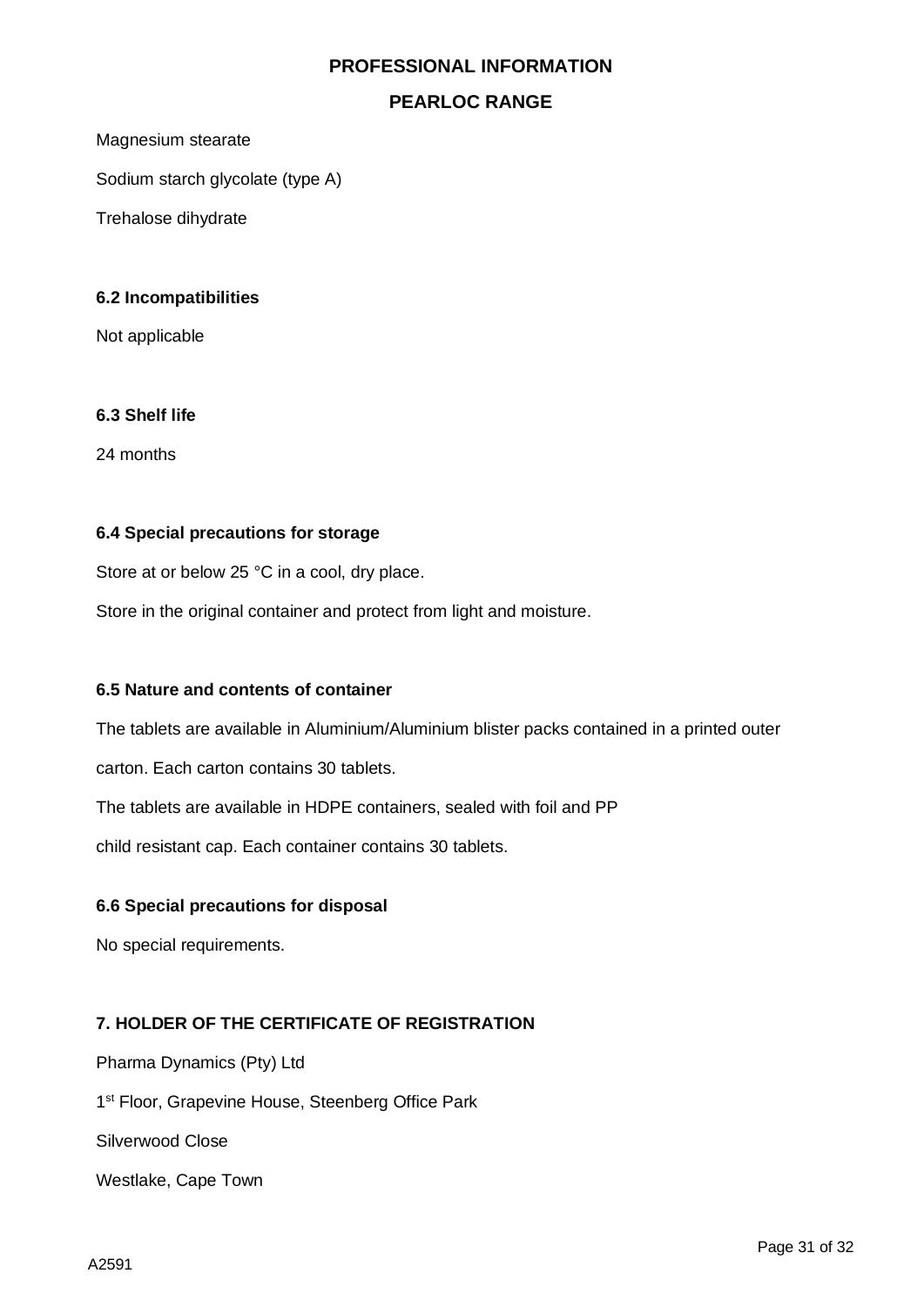Magnesium stearate

Sodium starch glycolate (type A)

Trehalose dihydrate

**6.2 Incompatibilities**

Not applicable

**6.3 Shelf life**

24 months

**6.4 Special precautions for storage**

Store at or below 25 °C in a cool, dry place.

Store in the original container and protect from light and moisture.

**6.5 Nature and contents of container**

The tablets are available in Aluminium/Aluminium blister packs contained in a printed outer carton. Each carton contains 30 tablets.

The tablets are available in HDPE containers, sealed with foil and PP child resistant cap. Each container contains 30 tablets.

**6.6 Special precautions for disposal**

No special requirements.

**7. HOLDER OF THE CERTIFICATE OF REGISTRATION**

Pharma Dynamics (Pty) Ltd

1st Floor, Grapevine House, Steenberg Office Park

Silverwood Close

Westlake, Cape Town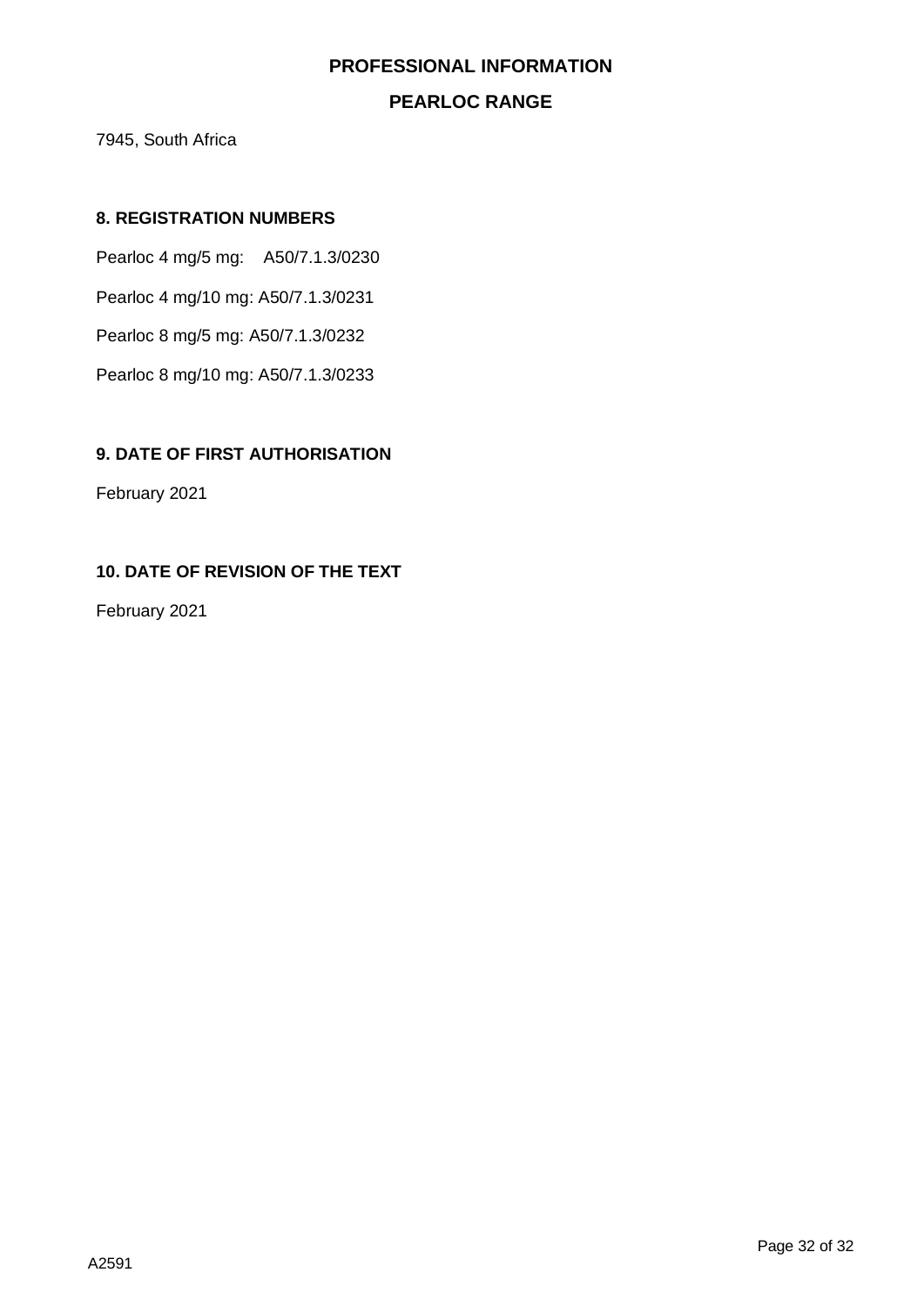7945, South Africa

## 8. REGISTRATION NUMBERS

Pearloc 4 mg/5 mg: A50/7.1.3/0230

Pearloc 4 mg/10 mg: A50/7.1.3/0231

Pearloc 8 mg/5 mg: A50/7.1.3/0232

Pearloc 8 mg/10 mg: A50/7.1.3/0233

## 9. DATE OF FIRST AUTHORISATION

February 2021

## 10. DATE OF REVISION OF THE TEXT

February 2021